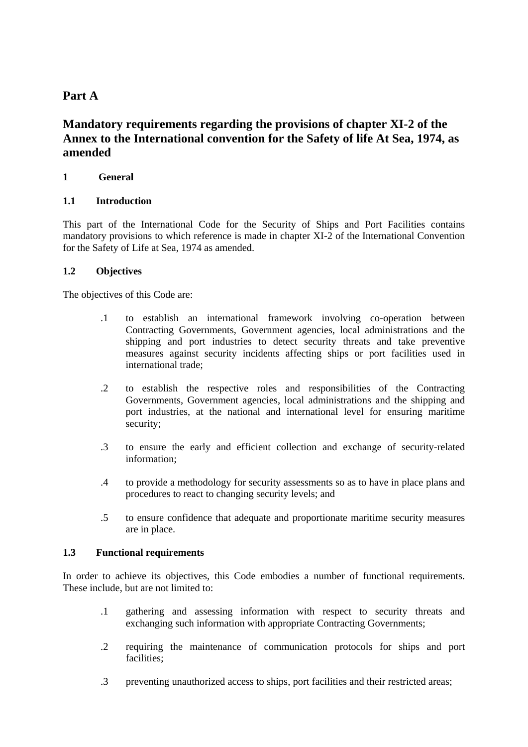# Part A

# Mandatory requirements regarding the provisions of chapter XI-2 of the Annex to the International convention for the Safety of life At Sea, 1974, as amended

## 1 General

### 1.1 Introduction

This part of the International Code for the Security of Ships and Port Facilities contains mandatory provisions to which reference is made in chapter XI-2 of the International Convention for the Safety of Life at Sea, 1974 as amended.

### 1.2 Objectives

The objectives of this Code are:

.1 to establish an international framework involving co-operation between Contracting Governments, Government agencies, local administrations and the shipping and port industries to detect security threats and take preventive measures against security incidents affecting ships or port facilities used in international trade;

.2 to establish the respective roles and responsibilities of the Contracting Governments, Government agencies, local administrations and the shipping and port industries, at the national and international level for ensuring maritime security;

.3 to ensure the early and efficient collection and exchange of security-related information;

.4 to provide a methodology for security assessments so as to have in place plans and procedures to react to changing security levels; and

.5 to ensure confidence that adequate and proportionate maritime security measures are in place.

### 1.3 Functional requirements

In order to achieve its objectives, this Code embodies a number of functional requirements. These include, but are not limited to:

.1 gathering and assessing information with respect to security threats and exchanging such information with appropriate Contracting Governments;

.2 requiring the maintenance of communication protocols for ships and port facilities;

.3 preventing unauthorized access to ships, port facilities and their restricted areas;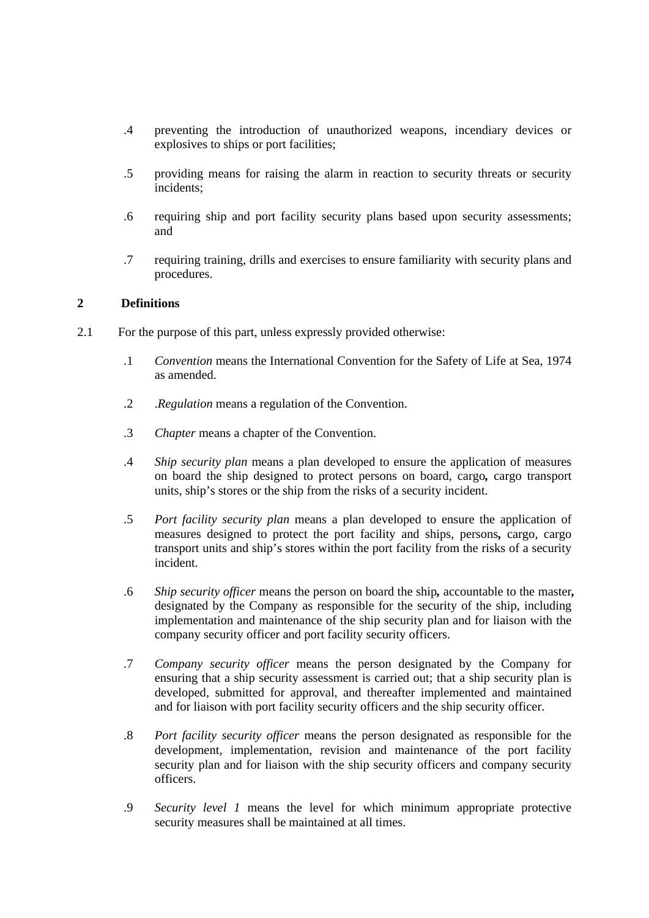.4 preventing the introduction of unauthorized weapons, incendiary devices or explosives to ships or port facilities;

.5 providing means for raising the alarm in reaction to security threats or security incidents;

.6 requiring ship and port facility security plans based upon security assessments; and

.7 requiring training, drills and exercises to ensure familiarity with security plans and procedures.

## 2 Definitions

2.1 For the purpose of this part, unless expressly provided otherwise:

.1 *Convention* means the International Convention for the Safety of Life at Sea, 1974 as amended.

.2 .*Regulation* means a regulation of the Convention.

.3 *Chapter* means a chapter of the Convention.

.4 *Ship security plan* means a plan developed to ensure the application of measures on board the ship designed to protect persons on board, cargo**,** cargo transport units, ship's stores or the ship from the risks of a security incident.

.5 *Port facility security plan* means a plan developed to ensure the application of measures designed to protect the port facility and ships, persons**,** cargo, cargo transport units and ship's stores within the port facility from the risks of a security incident.

.6 *Ship security officer* means the person on board the ship**,** accountable to the master**,** designated by the Company as responsible for the security of the ship, including implementation and maintenance of the ship security plan and for liaison with the company security officer and port facility security officers.

.7 *Company security officer* means the person designated by the Company for ensuring that a ship security assessment is carried out; that a ship security plan is developed, submitted for approval, and thereafter implemented and maintained and for liaison with port facility security officers and the ship security officer.

.8 *Port facility security officer* means the person designated as responsible for the development, implementation, revision and maintenance of the port facility security plan and for liaison with the ship security officers and company security officers.

.9 *Security level 1* means the level for which minimum appropriate protective security measures shall be maintained at all times.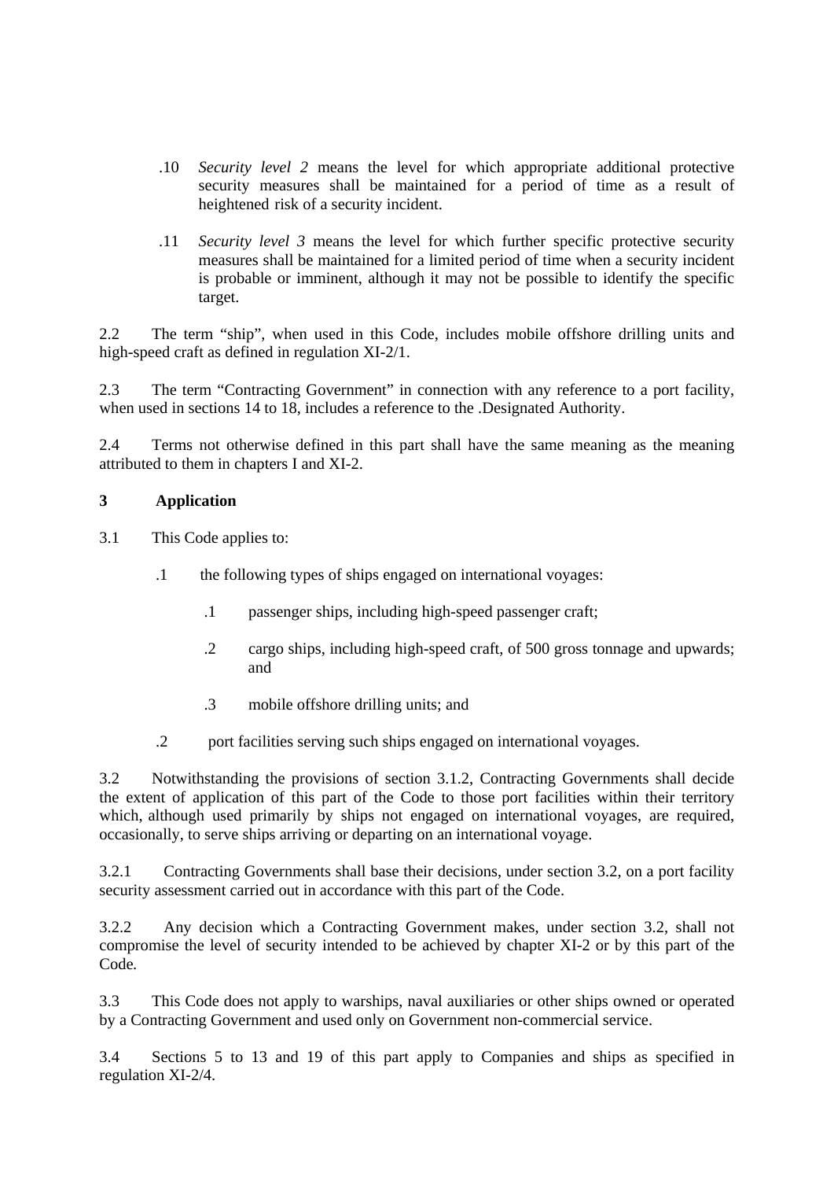.10 *Security level 2* means the level for which appropriate additional protective security measures shall be maintained for a period of time as a result of heightened risk of a security incident.

.11 *Security level 3* means the level for which further specific protective security measures shall be maintained for a limited period of time when a security incident is probable or imminent, although it may not be possible to identify the specific target.

2.2 The term "ship", when used in this Code, includes mobile offshore drilling units and high-speed craft as defined in regulation XI-2/1.

2.3 The term "Contracting Government" in connection with any reference to a port facility, when used in sections 14 to 18, includes a reference to the .Designated Authority.

2.4 Terms not otherwise defined in this part shall have the same meaning as the meaning attributed to them in chapters I and XI-2.

**3 Application**

3.1 This Code applies to:

.1 the following types of ships engaged on international voyages:

.1 passenger ships, including high-speed passenger craft;

.2 cargo ships, including high-speed craft, of 500 gross tonnage and upwards; and

.3 mobile offshore drilling units; and

.2 port facilities serving such ships engaged on international voyages.

3.2 Notwithstanding the provisions of section 3.1.2, Contracting Governments shall decide the extent of application of this part of the Code to those port facilities within their territory which, although used primarily by ships not engaged on international voyages, are required, occasionally, to serve ships arriving or departing on an international voyage.

3.2.1 Contracting Governments shall base their decisions, under section 3.2, on a port facility security assessment carried out in accordance with this part of the Code.

3.2.2 Any decision which a Contracting Government makes, under section 3.2, shall not compromise the level of security intended to be achieved by chapter XI-2 or by this part of the Code.

3.3 This Code does not apply to warships, naval auxiliaries or other ships owned or operated by a Contracting Government and used only on Government non-commercial service.

3.4 Sections 5 to 13 and 19 of this part apply to Companies and ships as specified in regulation XI-2/4.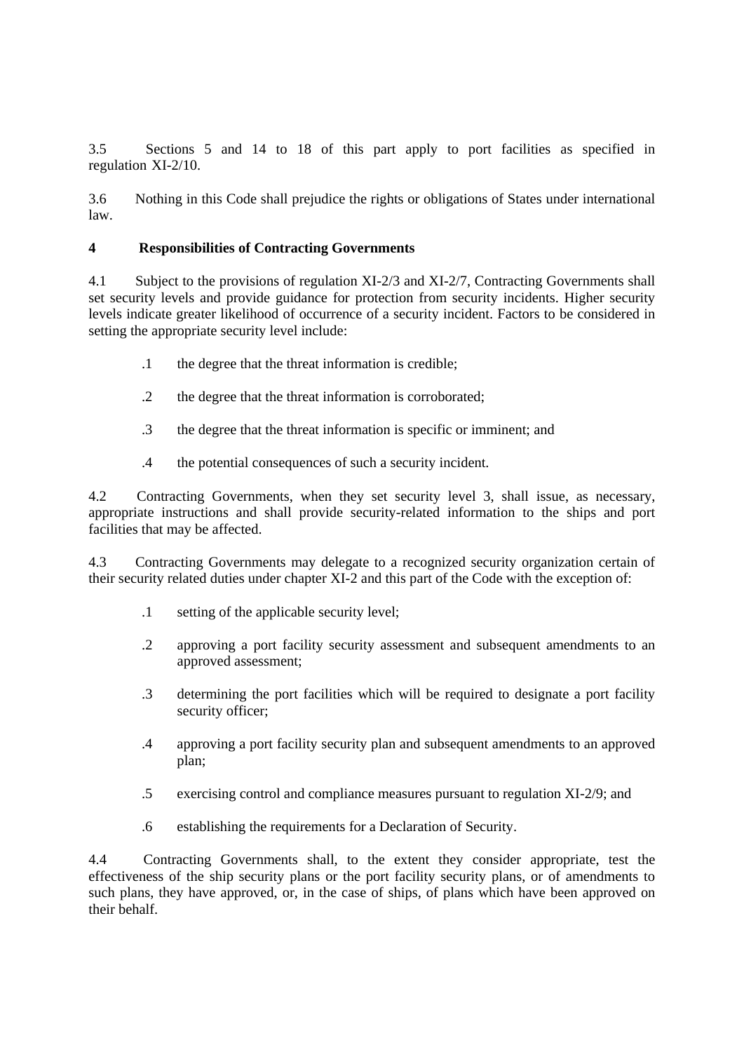3.5 Sections 5 and 14 to 18 of this part apply to port facilities as specified in regulation XI-2/10.

3.6 Nothing in this Code shall prejudice the rights or obligations of States under international law.

## 4 Responsibilities of Contracting Governments

4.1 Subject to the provisions of regulation XI-2/3 and XI-2/7, Contracting Governments shall set security levels and provide guidance for protection from security incidents. Higher security levels indicate greater likelihood of occurrence of a security incident. Factors to be considered in setting the appropriate security level include:

- .1 the degree that the threat information is credible;
- .2 the degree that the threat information is corroborated;
- .3 the degree that the threat information is specific or imminent; and
- .4 the potential consequences of such a security incident.

4.2 Contracting Governments, when they set security level 3, shall issue, as necessary, appropriate instructions and shall provide security-related information to the ships and port facilities that may be affected.

4.3 Contracting Governments may delegate to a recognized security organization certain of their security related duties under chapter XI-2 and this part of the Code with the exception of:

- .1 setting of the applicable security level;
- .2 approving a port facility security assessment and subsequent amendments to an approved assessment;
- .3 determining the port facilities which will be required to designate a port facility security officer;
- .4 approving a port facility security plan and subsequent amendments to an approved plan;
- .5 exercising control and compliance measures pursuant to regulation XI-2/9; and
- .6 establishing the requirements for a Declaration of Security.

4.4 Contracting Governments shall, to the extent they consider appropriate, test the effectiveness of the ship security plans or the port facility security plans, or of amendments to such plans, they have approved, or, in the case of ships, of plans which have been approved on their behalf.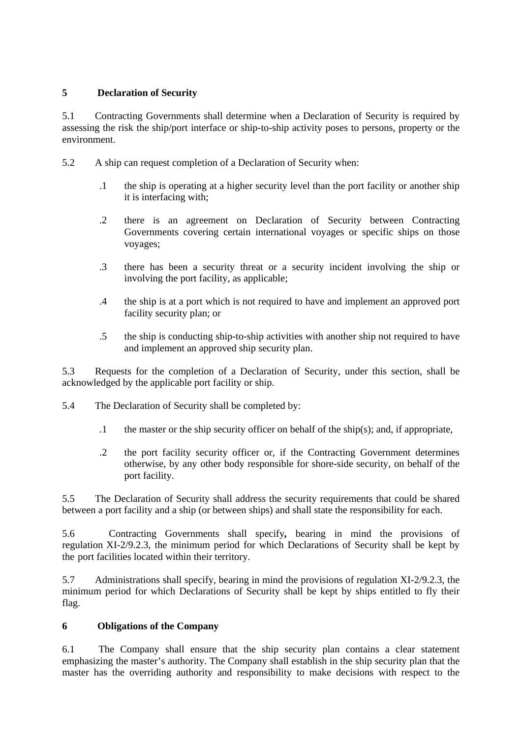## 5 Declaration of Security

5.1 Contracting Governments shall determine when a Declaration of Security is required by assessing the risk the ship/port interface or ship-to-ship activity poses to persons, property or the environment.

5.2 A ship can request completion of a Declaration of Security when:

.1 the ship is operating at a higher security level than the port facility or another ship it is interfacing with;

.2 there is an agreement on Declaration of Security between Contracting Governments covering certain international voyages or specific ships on those voyages;

.3 there has been a security threat or a security incident involving the ship or involving the port facility, as applicable;

.4 the ship is at a port which is not required to have and implement an approved port facility security plan; or

.5 the ship is conducting ship-to-ship activities with another ship not required to have and implement an approved ship security plan.

5.3 Requests for the completion of a Declaration of Security, under this section, shall be acknowledged by the applicable port facility or ship.

5.4 The Declaration of Security shall be completed by:

.1 the master or the ship security officer on behalf of the ship(s); and, if appropriate,

.2 the port facility security officer or, if the Contracting Government determines otherwise, by any other body responsible for shore-side security, on behalf of the port facility.

5.5 The Declaration of Security shall address the security requirements that could be shared between a port facility and a ship (or between ships) and shall state the responsibility for each.

5.6 Contracting Governments shall specify**,** bearing in mind the provisions of regulation XI-2/9.2.3, the minimum period for which Declarations of Security shall be kept by the port facilities located within their territory.

5.7 Administrations shall specify, bearing in mind the provisions of regulation XI-2/9.2.3, the minimum period for which Declarations of Security shall be kept by ships entitled to fly their flag.

## 6 Obligations of the Company

6.1 The Company shall ensure that the ship security plan contains a clear statement emphasizing the master's authority. The Company shall establish in the ship security plan that the master has the overriding authority and responsibility to make decisions with respect to the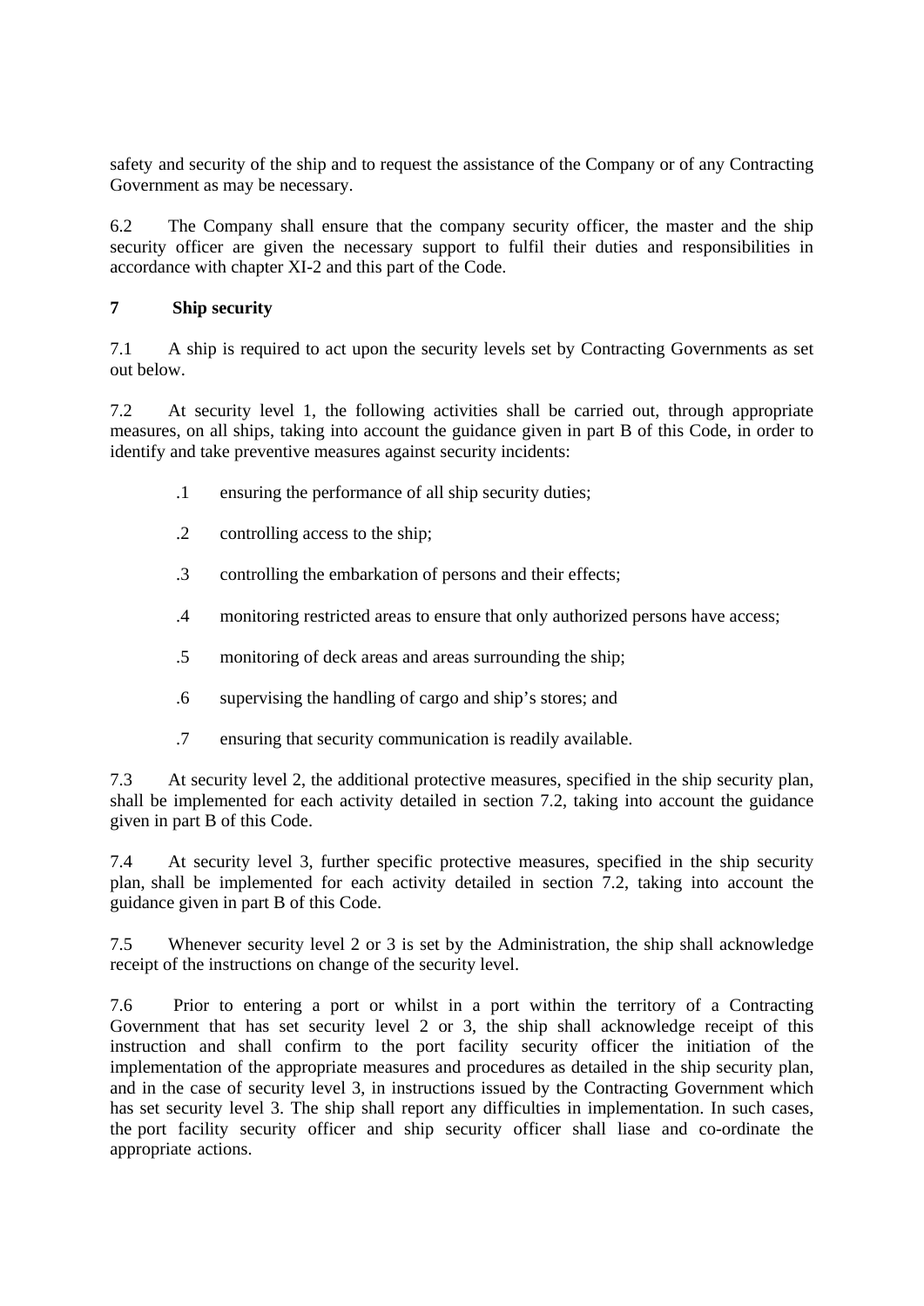safety and security of the ship and to request the assistance of the Company or of any Contracting Government as may be necessary.

6.2 The Company shall ensure that the company security officer, the master and the ship security officer are given the necessary support to fulfil their duties and responsibilities in accordance with chapter XI-2 and this part of the Code.

## 7 Ship security

7.1 A ship is required to act upon the security levels set by Contracting Governments as set out below.

7.2 At security level 1, the following activities shall be carried out, through appropriate measures, on all ships, taking into account the guidance given in part B of this Code, in order to identify and take preventive measures against security incidents:

.1 ensuring the performance of all ship security duties;

.2 controlling access to the ship;

.3 controlling the embarkation of persons and their effects;

.4 monitoring restricted areas to ensure that only authorized persons have access;

.5 monitoring of deck areas and areas surrounding the ship;

.6 supervising the handling of cargo and ship's stores; and

.7 ensuring that security communication is readily available.

7.3 At security level 2, the additional protective measures, specified in the ship security plan, shall be implemented for each activity detailed in section 7.2, taking into account the guidance given in part B of this Code.

7.4 At security level 3, further specific protective measures, specified in the ship security plan, shall be implemented for each activity detailed in section 7.2, taking into account the guidance given in part B of this Code.

7.5 Whenever security level 2 or 3 is set by the Administration, the ship shall acknowledge receipt of the instructions on change of the security level.

7.6 Prior to entering a port or whilst in a port within the territory of a Contracting Government that has set security level 2 or 3, the ship shall acknowledge receipt of this instruction and shall confirm to the port facility security officer the initiation of the implementation of the appropriate measures and procedures as detailed in the ship security plan, and in the case of security level 3, in instructions issued by the Contracting Government which has set security level 3. The ship shall report any difficulties in implementation. In such cases, the port facility security officer and ship security officer shall liase and co-ordinate the appropriate actions.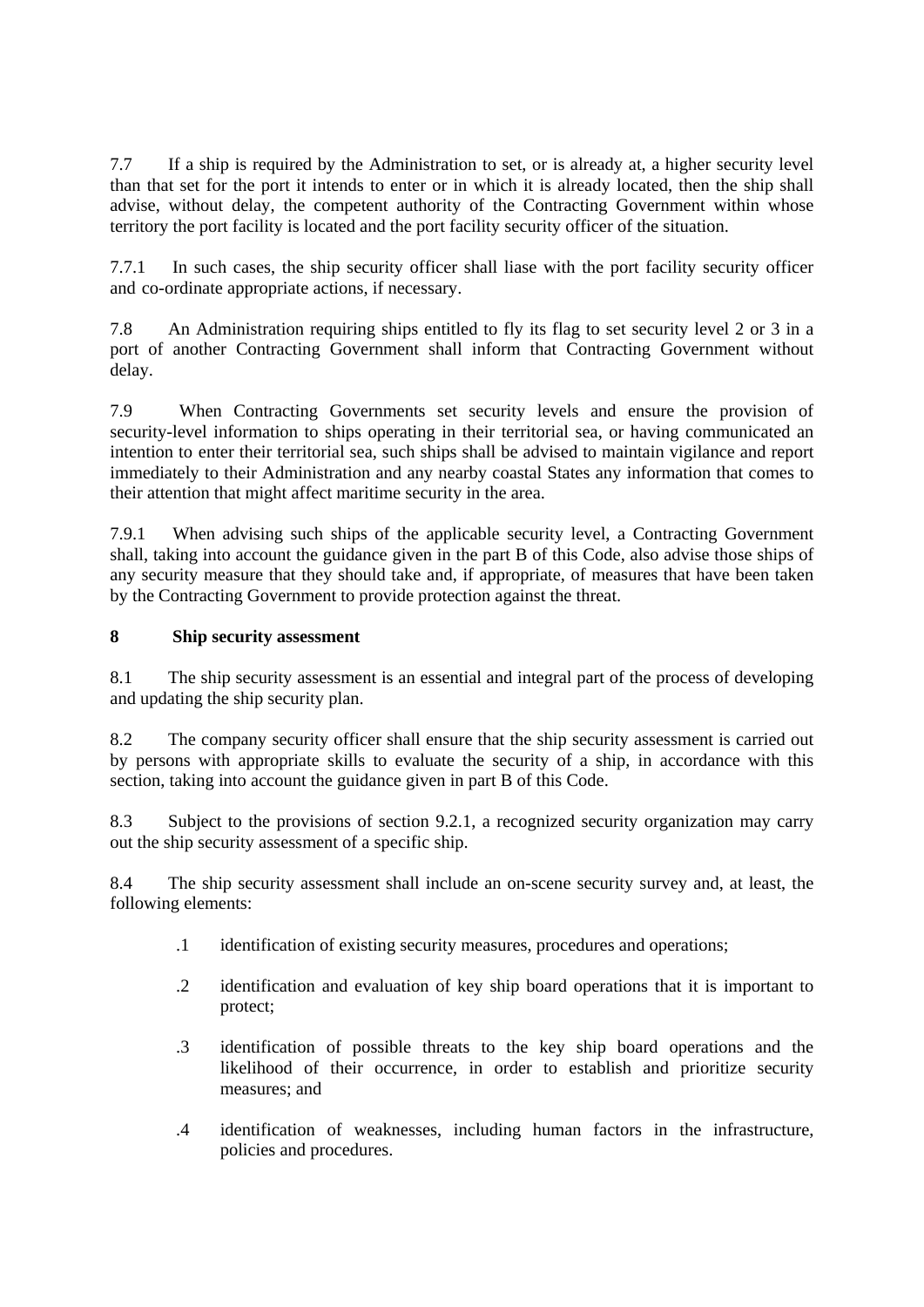7.7 If a ship is required by the Administration to set, or is already at, a higher security level than that set for the port it intends to enter or in which it is already located, then the ship shall advise, without delay, the competent authority of the Contracting Government within whose territory the port facility is located and the port facility security officer of the situation.

7.7.1 In such cases, the ship security officer shall liase with the port facility security officer and co-ordinate appropriate actions, if necessary.

7.8 An Administration requiring ships entitled to fly its flag to set security level 2 or 3 in a port of another Contracting Government shall inform that Contracting Government without delay.

7.9 When Contracting Governments set security levels and ensure the provision of security-level information to ships operating in their territorial sea, or having communicated an intention to enter their territorial sea, such ships shall be advised to maintain vigilance and report immediately to their Administration and any nearby coastal States any information that comes to their attention that might affect maritime security in the area.

7.9.1 When advising such ships of the applicable security level, a Contracting Government shall, taking into account the guidance given in the part B of this Code, also advise those ships of any security measure that they should take and, if appropriate, of measures that have been taken by the Contracting Government to provide protection against the threat.

## 8 Ship security assessment

8.1 The ship security assessment is an essential and integral part of the process of developing and updating the ship security plan.

8.2 The company security officer shall ensure that the ship security assessment is carried out by persons with appropriate skills to evaluate the security of a ship, in accordance with this section, taking into account the guidance given in part B of this Code.

8.3 Subject to the provisions of section 9.2.1, a recognized security organization may carry out the ship security assessment of a specific ship.

8.4 The ship security assessment shall include an on-scene security survey and, at least, the following elements:

- .1 identification of existing security measures, procedures and operations;
- .2 identification and evaluation of key ship board operations that it is important to protect;
- .3 identification of possible threats to the key ship board operations and the likelihood of their occurrence, in order to establish and prioritize security measures; and
- .4 identification of weaknesses, including human factors in the infrastructure, policies and procedures.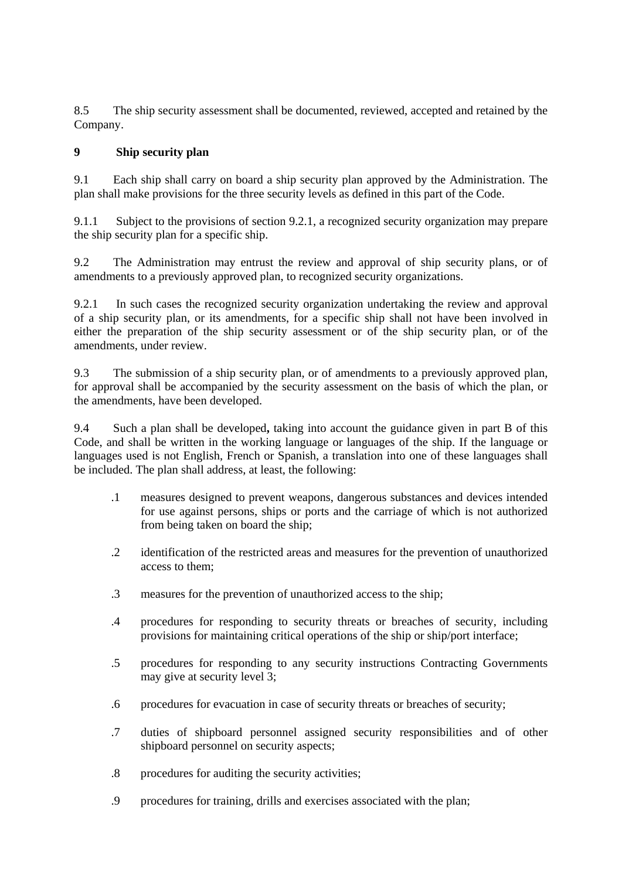8.5 The ship security assessment shall be documented, reviewed, accepted and retained by the Company.

## 9 Ship security plan

9.1 Each ship shall carry on board a ship security plan approved by the Administration. The plan shall make provisions for the three security levels as defined in this part of the Code.

9.1.1 Subject to the provisions of section 9.2.1, a recognized security organization may prepare the ship security plan for a specific ship.

9.2 The Administration may entrust the review and approval of ship security plans, or of amendments to a previously approved plan, to recognized security organizations.

9.2.1 In such cases the recognized security organization undertaking the review and approval of a ship security plan, or its amendments, for a specific ship shall not have been involved in either the preparation of the ship security assessment or of the ship security plan, or of the amendments, under review.

9.3 The submission of a ship security plan, or of amendments to a previously approved plan, for approval shall be accompanied by the security assessment on the basis of which the plan, or the amendments, have been developed.

9.4 Such a plan shall be developed**,** taking into account the guidance given in part B of this Code, and shall be written in the working language or languages of the ship. If the language or languages used is not English, French or Spanish, a translation into one of these languages shall be included. The plan shall address, at least, the following:

.1 measures designed to prevent weapons, dangerous substances and devices intended for use against persons, ships or ports and the carriage of which is not authorized from being taken on board the ship;

.2 identification of the restricted areas and measures for the prevention of unauthorized access to them;

.3 measures for the prevention of unauthorized access to the ship;

.4 procedures for responding to security threats or breaches of security, including provisions for maintaining critical operations of the ship or ship/port interface;

.5 procedures for responding to any security instructions Contracting Governments may give at security level 3;

.6 procedures for evacuation in case of security threats or breaches of security;

.7 duties of shipboard personnel assigned security responsibilities and of other shipboard personnel on security aspects;

.8 procedures for auditing the security activities;

.9 procedures for training, drills and exercises associated with the plan;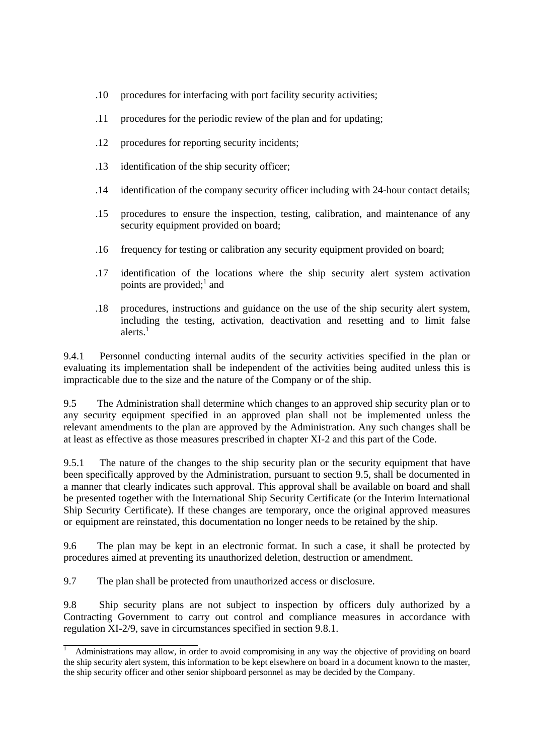.10 procedures for interfacing with port facility security activities;

.11 procedures for the periodic review of the plan and for updating;

.12 procedures for reporting security incidents;

.13 identification of the ship security officer;

.14 identification of the company security officer including with 24-hour contact details;

.15 procedures to ensure the inspection, testing, calibration, and maintenance of any security equipment provided on board;

.16 frequency for testing or calibration any security equipment provided on board;

.17 identification of the locations where the ship security alert system activation points are provided;[1] and

.18 procedures, instructions and guidance on the use of the ship security alert system, including the testing, activation, deactivation and resetting and to limit false alerts.[1]

9.4.1 Personnel conducting internal audits of the security activities specified in the plan or evaluating its implementation shall be independent of the activities being audited unless this is impracticable due to the size and the nature of the Company or of the ship.

9.5 The Administration shall determine which changes to an approved ship security plan or to any security equipment specified in an approved plan shall not be implemented unless the relevant amendments to the plan are approved by the Administration. Any such changes shall be at least as effective as those measures prescribed in chapter XI-2 and this part of the Code.

9.5.1 The nature of the changes to the ship security plan or the security equipment that have been specifically approved by the Administration, pursuant to section 9.5, shall be documented in a manner that clearly indicates such approval. This approval shall be available on board and shall be presented together with the International Ship Security Certificate (or the Interim International Ship Security Certificate). If these changes are temporary, once the original approved measures or equipment are reinstated, this documentation no longer needs to be retained by the ship.

9.6 The plan may be kept in an electronic format. In such a case, it shall be protected by procedures aimed at preventing its unauthorized deletion, destruction or amendment.

9.7 The plan shall be protected from unauthorized access or disclosure.

9.8 Ship security plans are not subject to inspection by officers duly authorized by a Contracting Government to carry out control and compliance measures in accordance with regulation XI-2/9, save in circumstances specified in section 9.8.1.

---

[1] Administrations may allow, in order to avoid compromising in any way the objective of providing on board the ship security alert system, this information to be kept elsewhere on board in a document known to the master, the ship security officer and other senior shipboard personnel as may be decided by the Company.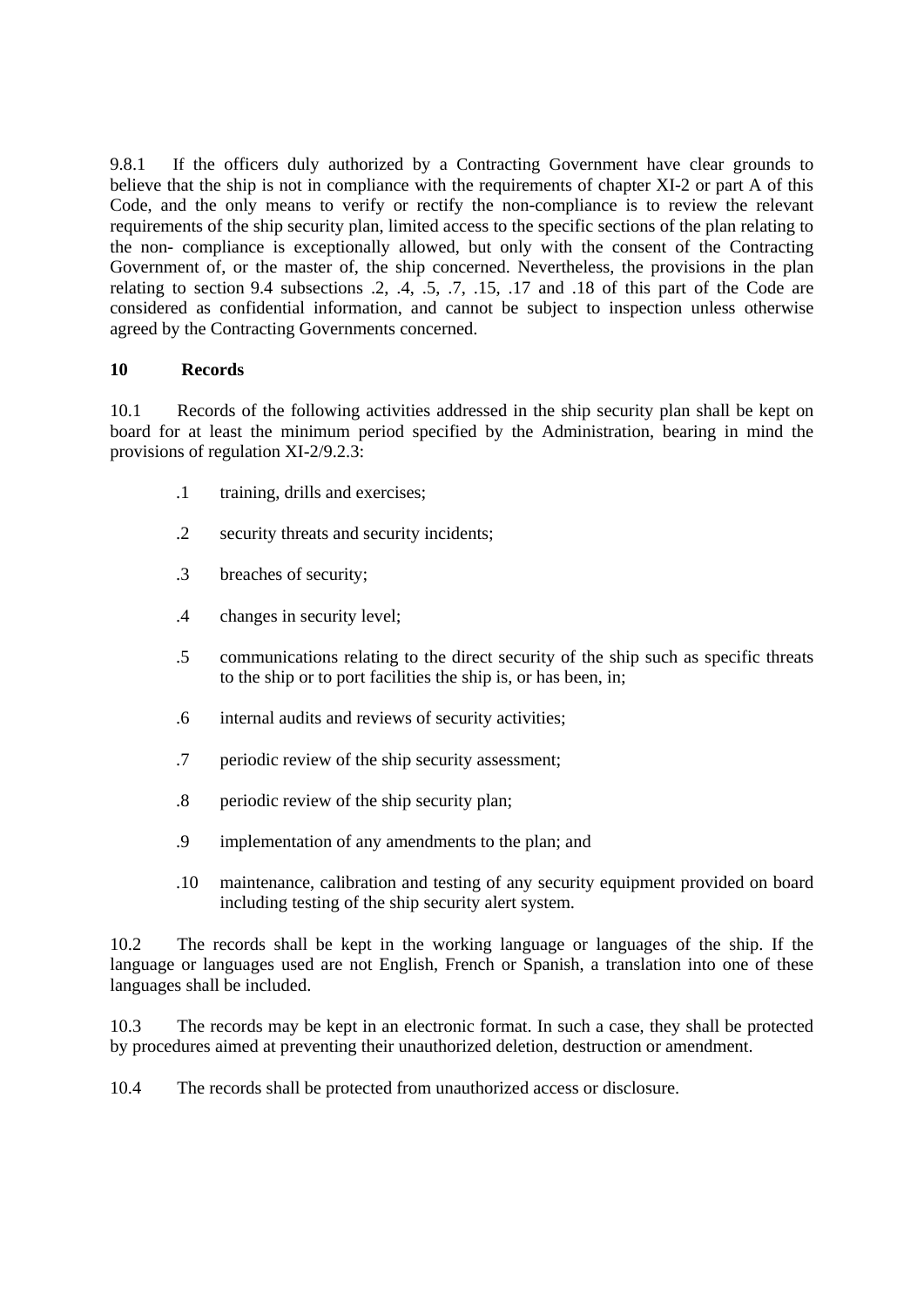9.8.1 If the officers duly authorized by a Contracting Government have clear grounds to believe that the ship is not in compliance with the requirements of chapter XI-2 or part A of this Code, and the only means to verify or rectify the non-compliance is to review the relevant requirements of the ship security plan, limited access to the specific sections of the plan relating to the non- compliance is exceptionally allowed, but only with the consent of the Contracting Government of, or the master of, the ship concerned. Nevertheless, the provisions in the plan relating to section 9.4 subsections .2, .4, .5, .7, .15, .17 and .18 of this part of the Code are considered as confidential information, and cannot be subject to inspection unless otherwise agreed by the Contracting Governments concerned.

## 10 Records

10.1 Records of the following activities addressed in the ship security plan shall be kept on board for at least the minimum period specified by the Administration, bearing in mind the provisions of regulation XI-2/9.2.3:

.1 training, drills and exercises;

.2 security threats and security incidents;

.3 breaches of security;

.4 changes in security level;

.5 communications relating to the direct security of the ship such as specific threats to the ship or to port facilities the ship is, or has been, in;

.6 internal audits and reviews of security activities;

.7 periodic review of the ship security assessment;

.8 periodic review of the ship security plan;

.9 implementation of any amendments to the plan; and

.10 maintenance, calibration and testing of any security equipment provided on board including testing of the ship security alert system.

10.2 The records shall be kept in the working language or languages of the ship. If the language or languages used are not English, French or Spanish, a translation into one of these languages shall be included.

10.3 The records may be kept in an electronic format. In such a case, they shall be protected by procedures aimed at preventing their unauthorized deletion, destruction or amendment.

10.4 The records shall be protected from unauthorized access or disclosure.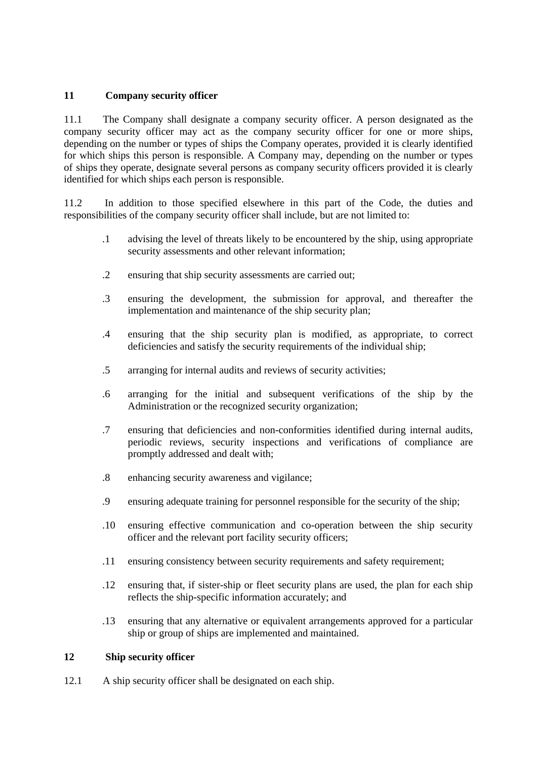## 11 Company security officer

11.1 The Company shall designate a company security officer. A person designated as the company security officer may act as the company security officer for one or more ships, depending on the number or types of ships the Company operates, provided it is clearly identified for which ships this person is responsible. A Company may, depending on the number or types of ships they operate, designate several persons as company security officers provided it is clearly identified for which ships each person is responsible.

11.2 In addition to those specified elsewhere in this part of the Code, the duties and responsibilities of the company security officer shall include, but are not limited to:

- .1 advising the level of threats likely to be encountered by the ship, using appropriate security assessments and other relevant information;
- .2 ensuring that ship security assessments are carried out;
- .3 ensuring the development, the submission for approval, and thereafter the implementation and maintenance of the ship security plan;
- .4 ensuring that the ship security plan is modified, as appropriate, to correct deficiencies and satisfy the security requirements of the individual ship;
- .5 arranging for internal audits and reviews of security activities;
- .6 arranging for the initial and subsequent verifications of the ship by the Administration or the recognized security organization;
- .7 ensuring that deficiencies and non-conformities identified during internal audits, periodic reviews, security inspections and verifications of compliance are promptly addressed and dealt with;
- .8 enhancing security awareness and vigilance;
- .9 ensuring adequate training for personnel responsible for the security of the ship;
- .10 ensuring effective communication and co-operation between the ship security officer and the relevant port facility security officers;
- .11 ensuring consistency between security requirements and safety requirement;
- .12 ensuring that, if sister-ship or fleet security plans are used, the plan for each ship reflects the ship-specific information accurately; and
- .13 ensuring that any alternative or equivalent arrangements approved for a particular ship or group of ships are implemented and maintained.

## 12 Ship security officer

12.1 A ship security officer shall be designated on each ship.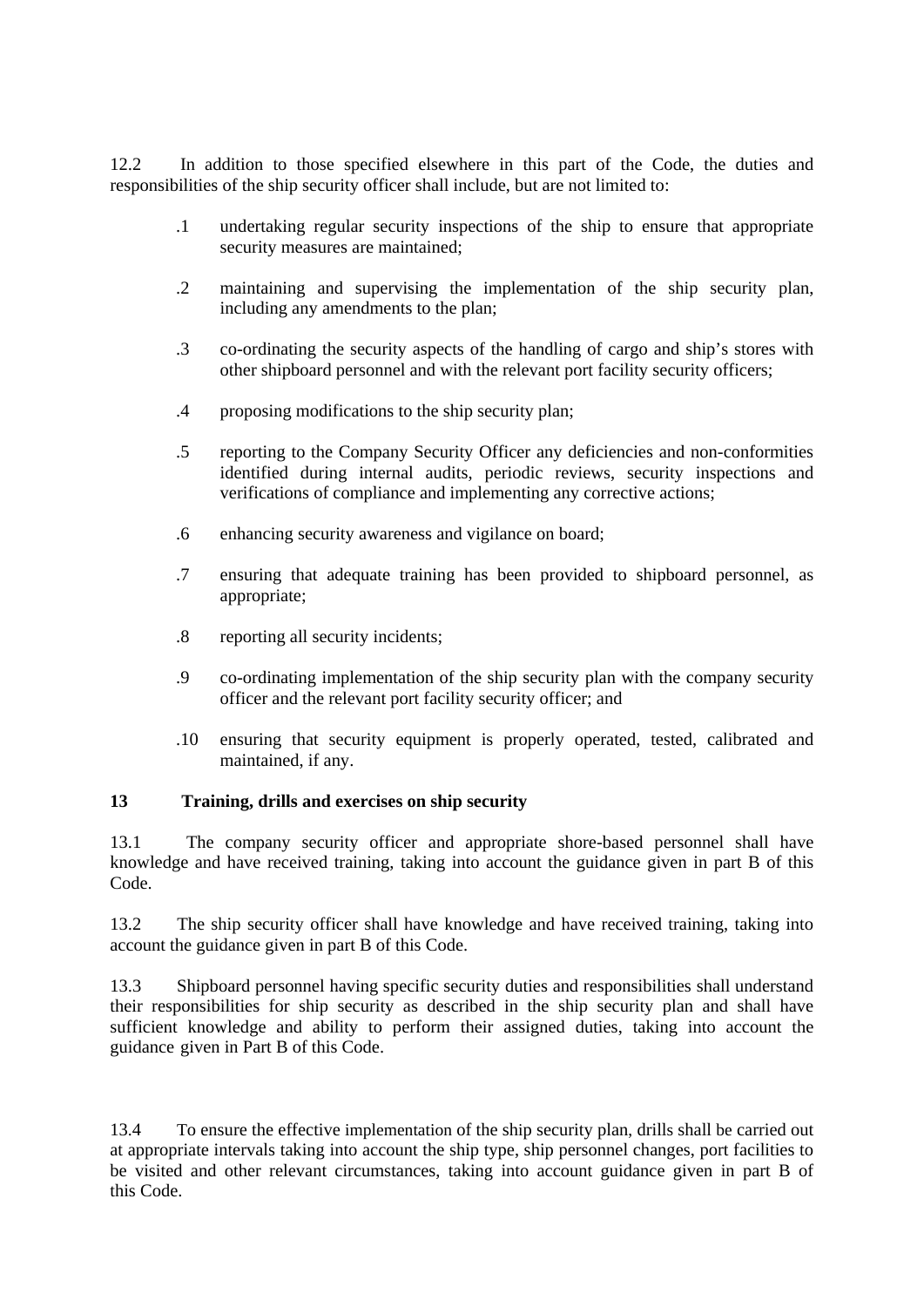12.2 In addition to those specified elsewhere in this part of the Code, the duties and responsibilities of the ship security officer shall include, but are not limited to:

.1 undertaking regular security inspections of the ship to ensure that appropriate security measures are maintained;

.2 maintaining and supervising the implementation of the ship security plan, including any amendments to the plan;

.3 co-ordinating the security aspects of the handling of cargo and ship's stores with other shipboard personnel and with the relevant port facility security officers;

.4 proposing modifications to the ship security plan;

.5 reporting to the Company Security Officer any deficiencies and non-conformities identified during internal audits, periodic reviews, security inspections and verifications of compliance and implementing any corrective actions;

.6 enhancing security awareness and vigilance on board;

.7 ensuring that adequate training has been provided to shipboard personnel, as appropriate;

.8 reporting all security incidents;

.9 co-ordinating implementation of the ship security plan with the company security officer and the relevant port facility security officer; and

.10 ensuring that security equipment is properly operated, tested, calibrated and maintained, if any.

**13 Training, drills and exercises on ship security**

13.1 The company security officer and appropriate shore-based personnel shall have knowledge and have received training, taking into account the guidance given in part B of this Code.

13.2 The ship security officer shall have knowledge and have received training, taking into account the guidance given in part B of this Code.

13.3 Shipboard personnel having specific security duties and responsibilities shall understand their responsibilities for ship security as described in the ship security plan and shall have sufficient knowledge and ability to perform their assigned duties, taking into account the guidance given in Part B of this Code.

13.4 To ensure the effective implementation of the ship security plan, drills shall be carried out at appropriate intervals taking into account the ship type, ship personnel changes, port facilities to be visited and other relevant circumstances, taking into account guidance given in part B of this Code.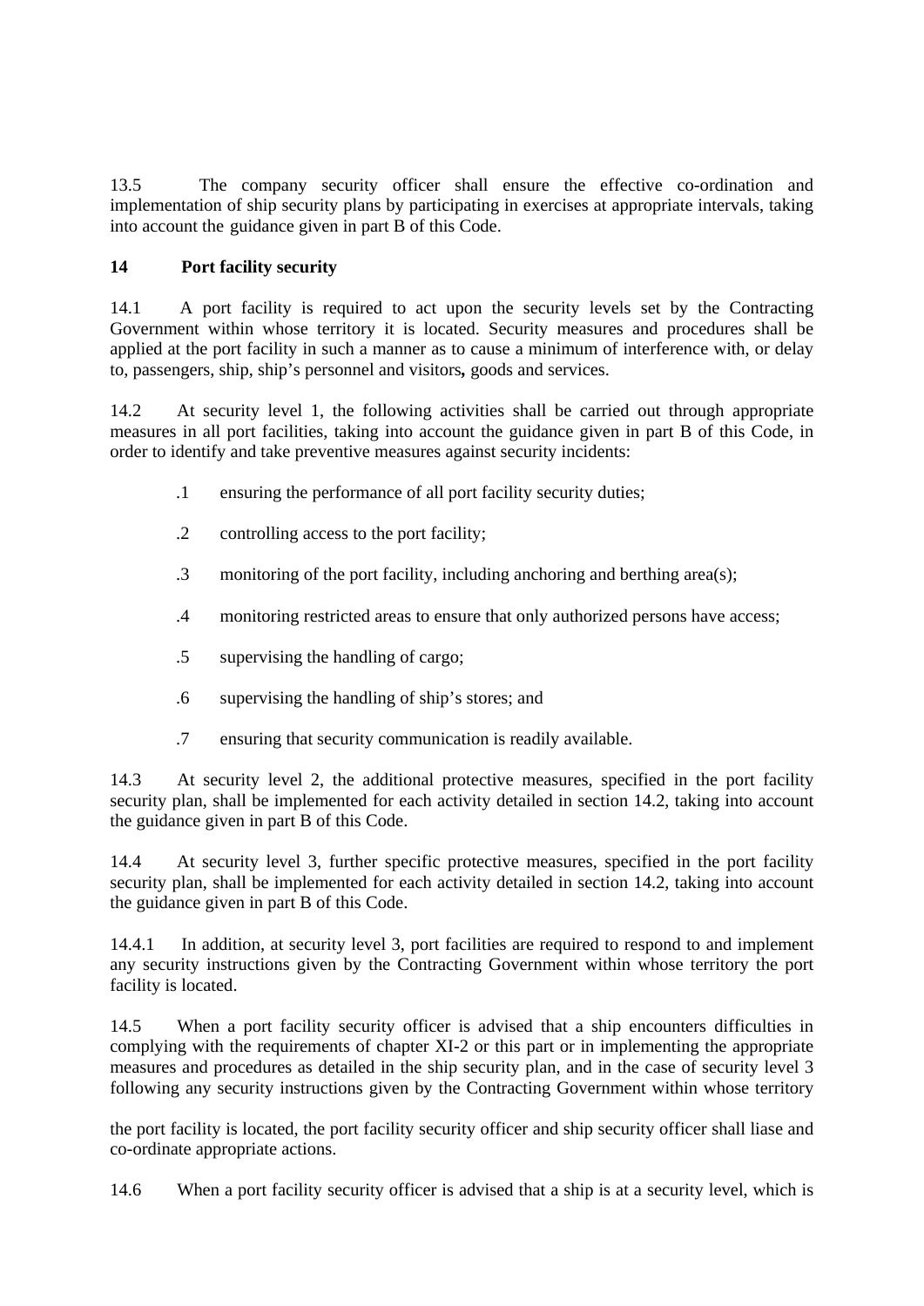13.5 The company security officer shall ensure the effective co-ordination and implementation of ship security plans by participating in exercises at appropriate intervals, taking into account the guidance given in part B of this Code.

## 14 Port facility security

14.1 A port facility is required to act upon the security levels set by the Contracting Government within whose territory it is located. Security measures and procedures shall be applied at the port facility in such a manner as to cause a minimum of interference with, or delay to, passengers, ship, ship's personnel and visitors**,** goods and services.

14.2 At security level 1, the following activities shall be carried out through appropriate measures in all port facilities, taking into account the guidance given in part B of this Code, in order to identify and take preventive measures against security incidents:

.1 ensuring the performance of all port facility security duties;

.2 controlling access to the port facility;

.3 monitoring of the port facility, including anchoring and berthing area(s);

.4 monitoring restricted areas to ensure that only authorized persons have access;

.5 supervising the handling of cargo;

.6 supervising the handling of ship's stores; and

.7 ensuring that security communication is readily available.

14.3 At security level 2, the additional protective measures, specified in the port facility security plan, shall be implemented for each activity detailed in section 14.2, taking into account the guidance given in part B of this Code.

14.4 At security level 3, further specific protective measures, specified in the port facility security plan, shall be implemented for each activity detailed in section 14.2, taking into account the guidance given in part B of this Code.

14.4.1 In addition, at security level 3, port facilities are required to respond to and implement any security instructions given by the Contracting Government within whose territory the port facility is located.

14.5 When a port facility security officer is advised that a ship encounters difficulties in complying with the requirements of chapter XI-2 or this part or in implementing the appropriate measures and procedures as detailed in the ship security plan, and in the case of security level 3 following any security instructions given by the Contracting Government within whose territory the port facility is located, the port facility security officer and ship security officer shall liase and co-ordinate appropriate actions.

14.6 When a port facility security officer is advised that a ship is at a security level, which is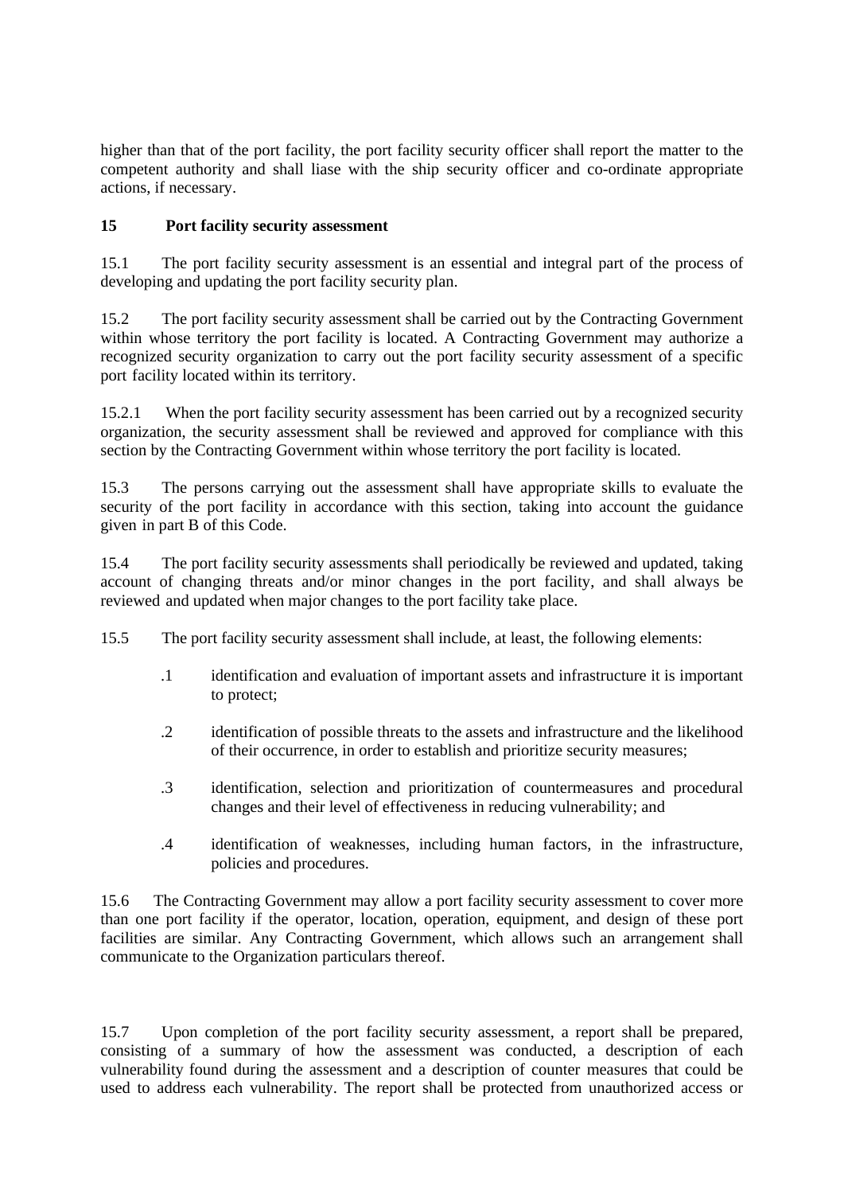higher than that of the port facility, the port facility security officer shall report the matter to the competent authority and shall liase with the ship security officer and co-ordinate appropriate actions, if necessary.

## 15 Port facility security assessment

15.1 The port facility security assessment is an essential and integral part of the process of developing and updating the port facility security plan.

15.2 The port facility security assessment shall be carried out by the Contracting Government within whose territory the port facility is located. A Contracting Government may authorize a recognized security organization to carry out the port facility security assessment of a specific port facility located within its territory.

15.2.1 When the port facility security assessment has been carried out by a recognized security organization, the security assessment shall be reviewed and approved for compliance with this section by the Contracting Government within whose territory the port facility is located.

15.3 The persons carrying out the assessment shall have appropriate skills to evaluate the security of the port facility in accordance with this section, taking into account the guidance given in part B of this Code.

15.4 The port facility security assessments shall periodically be reviewed and updated, taking account of changing threats and/or minor changes in the port facility, and shall always be reviewed and updated when major changes to the port facility take place.

15.5 The port facility security assessment shall include, at least, the following elements:

.1 identification and evaluation of important assets and infrastructure it is important to protect;

.2 identification of possible threats to the assets and infrastructure and the likelihood of their occurrence, in order to establish and prioritize security measures;

.3 identification, selection and prioritization of countermeasures and procedural changes and their level of effectiveness in reducing vulnerability; and

.4 identification of weaknesses, including human factors, in the infrastructure, policies and procedures.

15.6 The Contracting Government may allow a port facility security assessment to cover more than one port facility if the operator, location, operation, equipment, and design of these port facilities are similar. Any Contracting Government, which allows such an arrangement shall communicate to the Organization particulars thereof.

15.7 Upon completion of the port facility security assessment, a report shall be prepared, consisting of a summary of how the assessment was conducted, a description of each vulnerability found during the assessment and a description of counter measures that could be used to address each vulnerability. The report shall be protected from unauthorized access or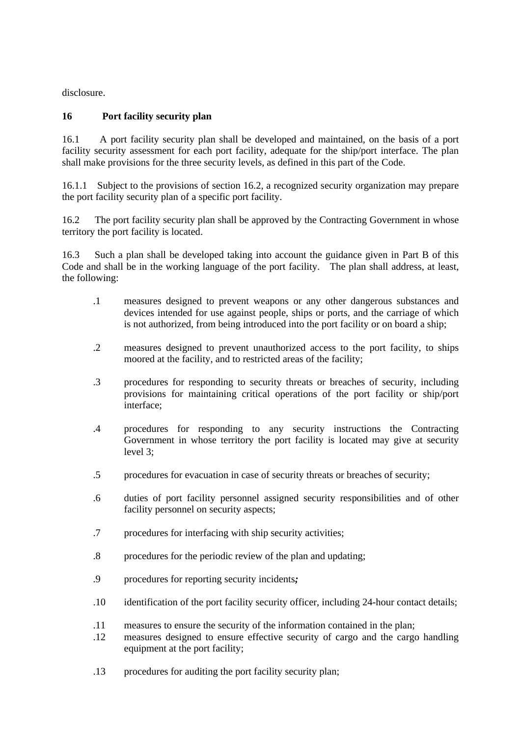disclosure.

## 16 Port facility security plan

16.1 A port facility security plan shall be developed and maintained, on the basis of a port facility security assessment for each port facility, adequate for the ship/port interface. The plan shall make provisions for the three security levels, as defined in this part of the Code.

16.1.1 Subject to the provisions of section 16.2, a recognized security organization may prepare the port facility security plan of a specific port facility.

16.2 The port facility security plan shall be approved by the Contracting Government in whose territory the port facility is located.

16.3 Such a plan shall be developed taking into account the guidance given in Part B of this Code and shall be in the working language of the port facility. The plan shall address, at least, the following:

.1 measures designed to prevent weapons or any other dangerous substances and devices intended for use against people, ships or ports, and the carriage of which is not authorized, from being introduced into the port facility or on board a ship;

.2 measures designed to prevent unauthorized access to the port facility, to ships moored at the facility, and to restricted areas of the facility;

.3 procedures for responding to security threats or breaches of security, including provisions for maintaining critical operations of the port facility or ship/port interface;

.4 procedures for responding to any security instructions the Contracting Government in whose territory the port facility is located may give at security level 3;

.5 procedures for evacuation in case of security threats or breaches of security;

.6 duties of port facility personnel assigned security responsibilities and of other facility personnel on security aspects;

.7 procedures for interfacing with ship security activities;

.8 procedures for the periodic review of the plan and updating;

.9 procedures for reporting security incidents***;***

.10 identification of the port facility security officer, including 24-hour contact details;

.11 measures to ensure the security of the information contained in the plan;

.12 measures designed to ensure effective security of cargo and the cargo handling equipment at the port facility;

.13 procedures for auditing the port facility security plan;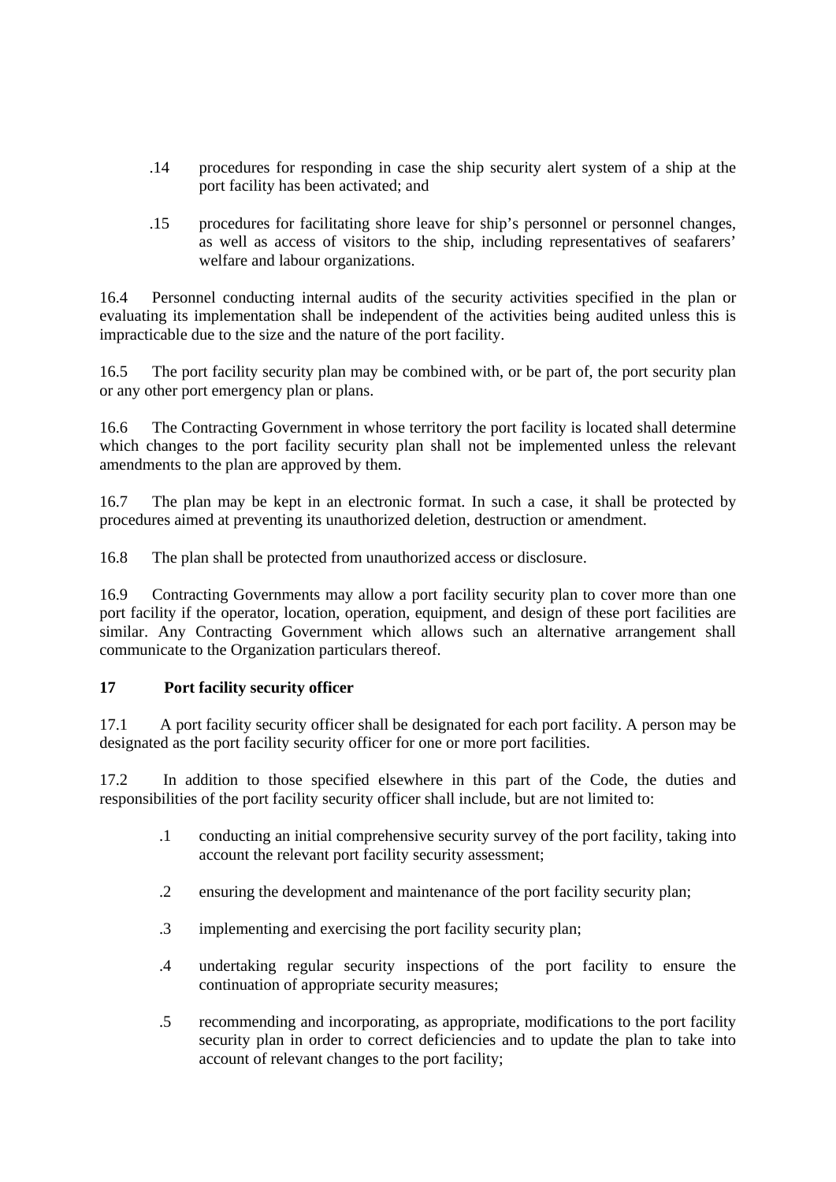.14 procedures for responding in case the ship security alert system of a ship at the port facility has been activated; and

.15 procedures for facilitating shore leave for ship's personnel or personnel changes, as well as access of visitors to the ship, including representatives of seafarers' welfare and labour organizations.

16.4 Personnel conducting internal audits of the security activities specified in the plan or evaluating its implementation shall be independent of the activities being audited unless this is impracticable due to the size and the nature of the port facility.

16.5 The port facility security plan may be combined with, or be part of, the port security plan or any other port emergency plan or plans.

16.6 The Contracting Government in whose territory the port facility is located shall determine which changes to the port facility security plan shall not be implemented unless the relevant amendments to the plan are approved by them.

16.7 The plan may be kept in an electronic format. In such a case, it shall be protected by procedures aimed at preventing its unauthorized deletion, destruction or amendment.

16.8 The plan shall be protected from unauthorized access or disclosure.

16.9 Contracting Governments may allow a port facility security plan to cover more than one port facility if the operator, location, operation, equipment, and design of these port facilities are similar. Any Contracting Government which allows such an alternative arrangement shall communicate to the Organization particulars thereof.

**17 Port facility security officer**

17.1 A port facility security officer shall be designated for each port facility. A person may be designated as the port facility security officer for one or more port facilities.

17.2 In addition to those specified elsewhere in this part of the Code, the duties and responsibilities of the port facility security officer shall include, but are not limited to:

.1 conducting an initial comprehensive security survey of the port facility, taking into account the relevant port facility security assessment;

.2 ensuring the development and maintenance of the port facility security plan;

.3 implementing and exercising the port facility security plan;

.4 undertaking regular security inspections of the port facility to ensure the continuation of appropriate security measures;

.5 recommending and incorporating, as appropriate, modifications to the port facility security plan in order to correct deficiencies and to update the plan to take into account of relevant changes to the port facility;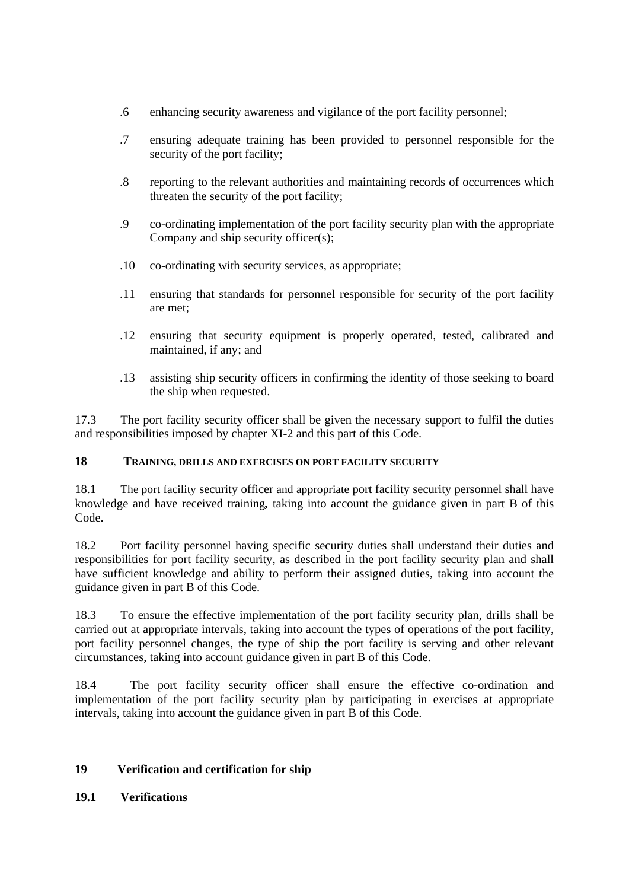.6 enhancing security awareness and vigilance of the port facility personnel;

.7 ensuring adequate training has been provided to personnel responsible for the security of the port facility;

.8 reporting to the relevant authorities and maintaining records of occurrences which threaten the security of the port facility;

.9 co-ordinating implementation of the port facility security plan with the appropriate Company and ship security officer(s);

.10 co-ordinating with security services, as appropriate;

.11 ensuring that standards for personnel responsible for security of the port facility are met;

.12 ensuring that security equipment is properly operated, tested, calibrated and maintained, if any; and

.13 assisting ship security officers in confirming the identity of those seeking to board the ship when requested.

17.3 The port facility security officer shall be given the necessary support to fulfil the duties and responsibilities imposed by chapter XI-2 and this part of this Code.

## 18 TRAINING, DRILLS AND EXERCISES ON PORT FACILITY SECURITY

18.1 The port facility security officer and appropriate port facility security personnel shall have knowledge and have received training**,** taking into account the guidance given in part B of this Code.

18.2 Port facility personnel having specific security duties shall understand their duties and responsibilities for port facility security, as described in the port facility security plan and shall have sufficient knowledge and ability to perform their assigned duties, taking into account the guidance given in part B of this Code.

18.3 To ensure the effective implementation of the port facility security plan, drills shall be carried out at appropriate intervals, taking into account the types of operations of the port facility, port facility personnel changes, the type of ship the port facility is serving and other relevant circumstances, taking into account guidance given in part B of this Code.

18.4 The port facility security officer shall ensure the effective co-ordination and implementation of the port facility security plan by participating in exercises at appropriate intervals, taking into account the guidance given in part B of this Code.

## 19 Verification and certification for ship

### 19.1 Verifications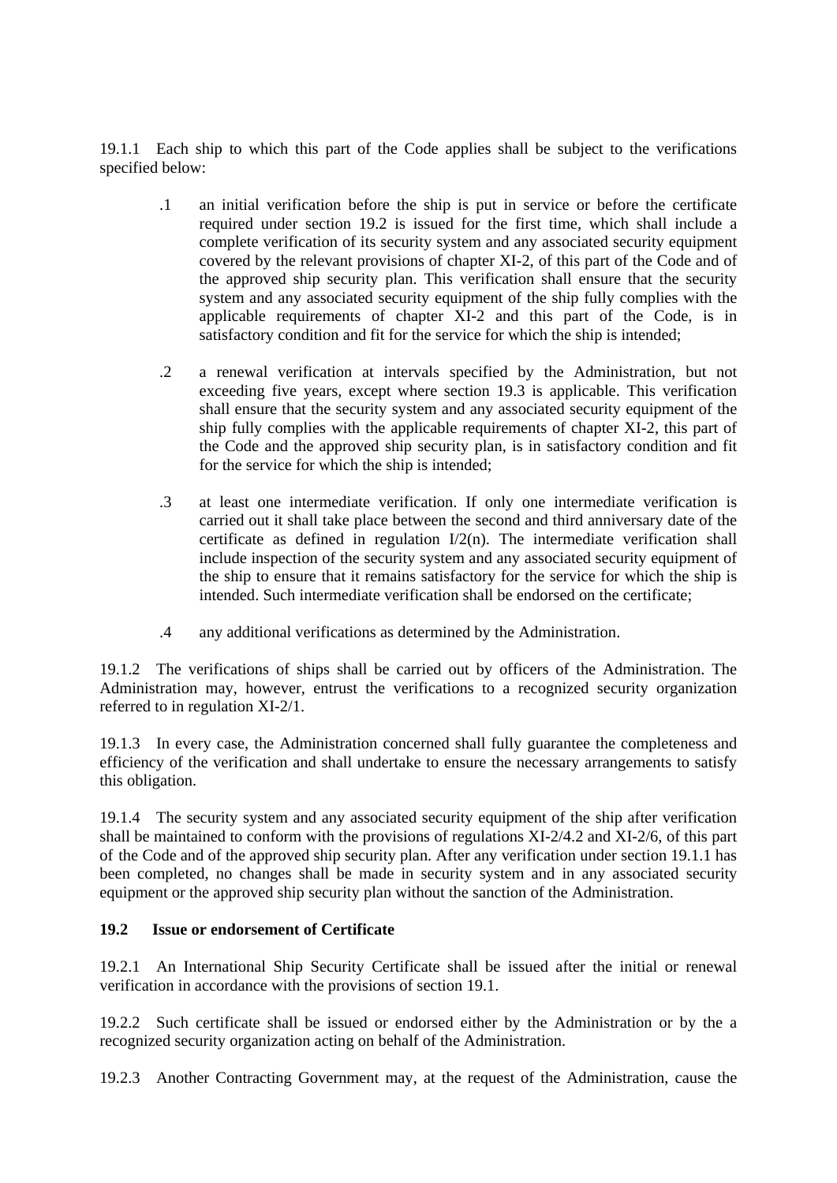19.1.1 Each ship to which this part of the Code applies shall be subject to the verifications specified below:

.1 an initial verification before the ship is put in service or before the certificate required under section 19.2 is issued for the first time, which shall include a complete verification of its security system and any associated security equipment covered by the relevant provisions of chapter XI-2, of this part of the Code and of the approved ship security plan. This verification shall ensure that the security system and any associated security equipment of the ship fully complies with the applicable requirements of chapter XI-2 and this part of the Code, is in satisfactory condition and fit for the service for which the ship is intended;

.2 a renewal verification at intervals specified by the Administration, but not exceeding five years, except where section 19.3 is applicable. This verification shall ensure that the security system and any associated security equipment of the ship fully complies with the applicable requirements of chapter XI-2, this part of the Code and the approved ship security plan, is in satisfactory condition and fit for the service for which the ship is intended;

.3 at least one intermediate verification. If only one intermediate verification is carried out it shall take place between the second and third anniversary date of the certificate as defined in regulation I/2(n). The intermediate verification shall include inspection of the security system and any associated security equipment of the ship to ensure that it remains satisfactory for the service for which the ship is intended. Such intermediate verification shall be endorsed on the certificate;

.4 any additional verifications as determined by the Administration.

19.1.2 The verifications of ships shall be carried out by officers of the Administration. The Administration may, however, entrust the verifications to a recognized security organization referred to in regulation XI-2/1.

19.1.3 In every case, the Administration concerned shall fully guarantee the completeness and efficiency of the verification and shall undertake to ensure the necessary arrangements to satisfy this obligation.

19.1.4 The security system and any associated security equipment of the ship after verification shall be maintained to conform with the provisions of regulations XI-2/4.2 and XI-2/6, of this part of the Code and of the approved ship security plan. After any verification under section 19.1.1 has been completed, no changes shall be made in security system and in any associated security equipment or the approved ship security plan without the sanction of the Administration.

**19.2 Issue or endorsement of Certificate**

19.2.1 An International Ship Security Certificate shall be issued after the initial or renewal verification in accordance with the provisions of section 19.1.

19.2.2 Such certificate shall be issued or endorsed either by the Administration or by the a recognized security organization acting on behalf of the Administration.

19.2.3 Another Contracting Government may, at the request of the Administration, cause the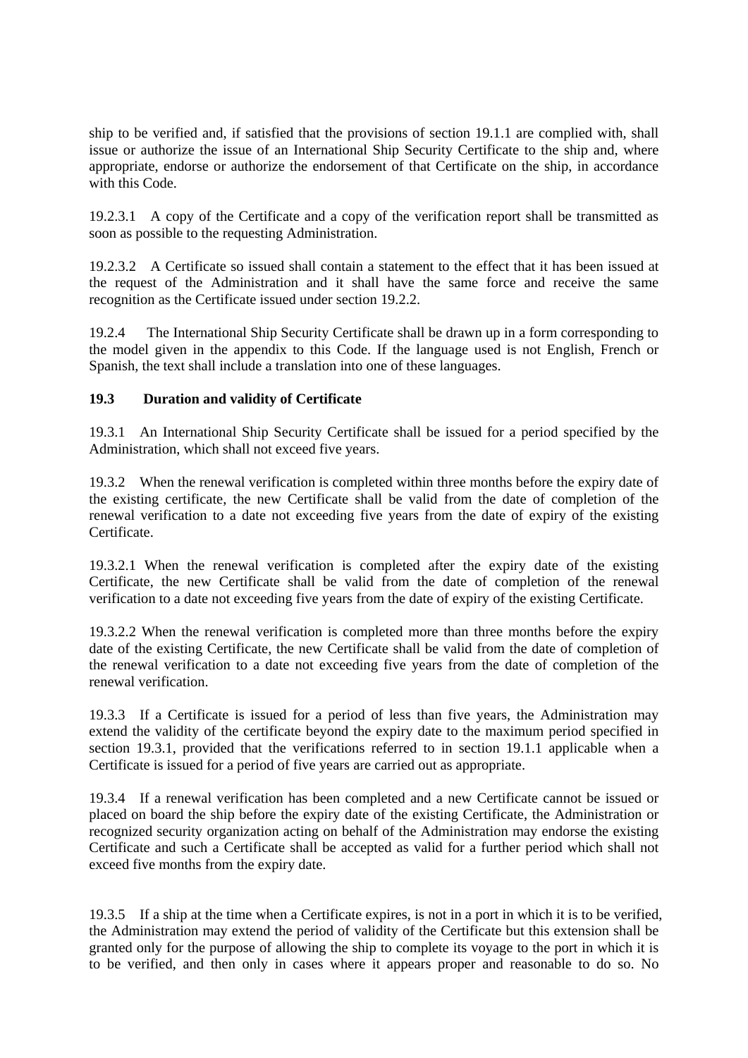ship to be verified and, if satisfied that the provisions of section 19.1.1 are complied with, shall issue or authorize the issue of an International Ship Security Certificate to the ship and, where appropriate, endorse or authorize the endorsement of that Certificate on the ship, in accordance with this Code.

19.2.3.1 A copy of the Certificate and a copy of the verification report shall be transmitted as soon as possible to the requesting Administration.

19.2.3.2 A Certificate so issued shall contain a statement to the effect that it has been issued at the request of the Administration and it shall have the same force and receive the same recognition as the Certificate issued under section 19.2.2.

19.2.4 The International Ship Security Certificate shall be drawn up in a form corresponding to the model given in the appendix to this Code. If the language used is not English, French or Spanish, the text shall include a translation into one of these languages.

**19.3 Duration and validity of Certificate**

19.3.1 An International Ship Security Certificate shall be issued for a period specified by the Administration, which shall not exceed five years.

19.3.2 When the renewal verification is completed within three months before the expiry date of the existing certificate, the new Certificate shall be valid from the date of completion of the renewal verification to a date not exceeding five years from the date of expiry of the existing Certificate.

19.3.2.1 When the renewal verification is completed after the expiry date of the existing Certificate, the new Certificate shall be valid from the date of completion of the renewal verification to a date not exceeding five years from the date of expiry of the existing Certificate.

19.3.2.2 When the renewal verification is completed more than three months before the expiry date of the existing Certificate, the new Certificate shall be valid from the date of completion of the renewal verification to a date not exceeding five years from the date of completion of the renewal verification.

19.3.3 If a Certificate is issued for a period of less than five years, the Administration may extend the validity of the certificate beyond the expiry date to the maximum period specified in section 19.3.1, provided that the verifications referred to in section 19.1.1 applicable when a Certificate is issued for a period of five years are carried out as appropriate.

19.3.4 If a renewal verification has been completed and a new Certificate cannot be issued or placed on board the ship before the expiry date of the existing Certificate, the Administration or recognized security organization acting on behalf of the Administration may endorse the existing Certificate and such a Certificate shall be accepted as valid for a further period which shall not exceed five months from the expiry date.

19.3.5 If a ship at the time when a Certificate expires, is not in a port in which it is to be verified, the Administration may extend the period of validity of the Certificate but this extension shall be granted only for the purpose of allowing the ship to complete its voyage to the port in which it is to be verified, and then only in cases where it appears proper and reasonable to do so. No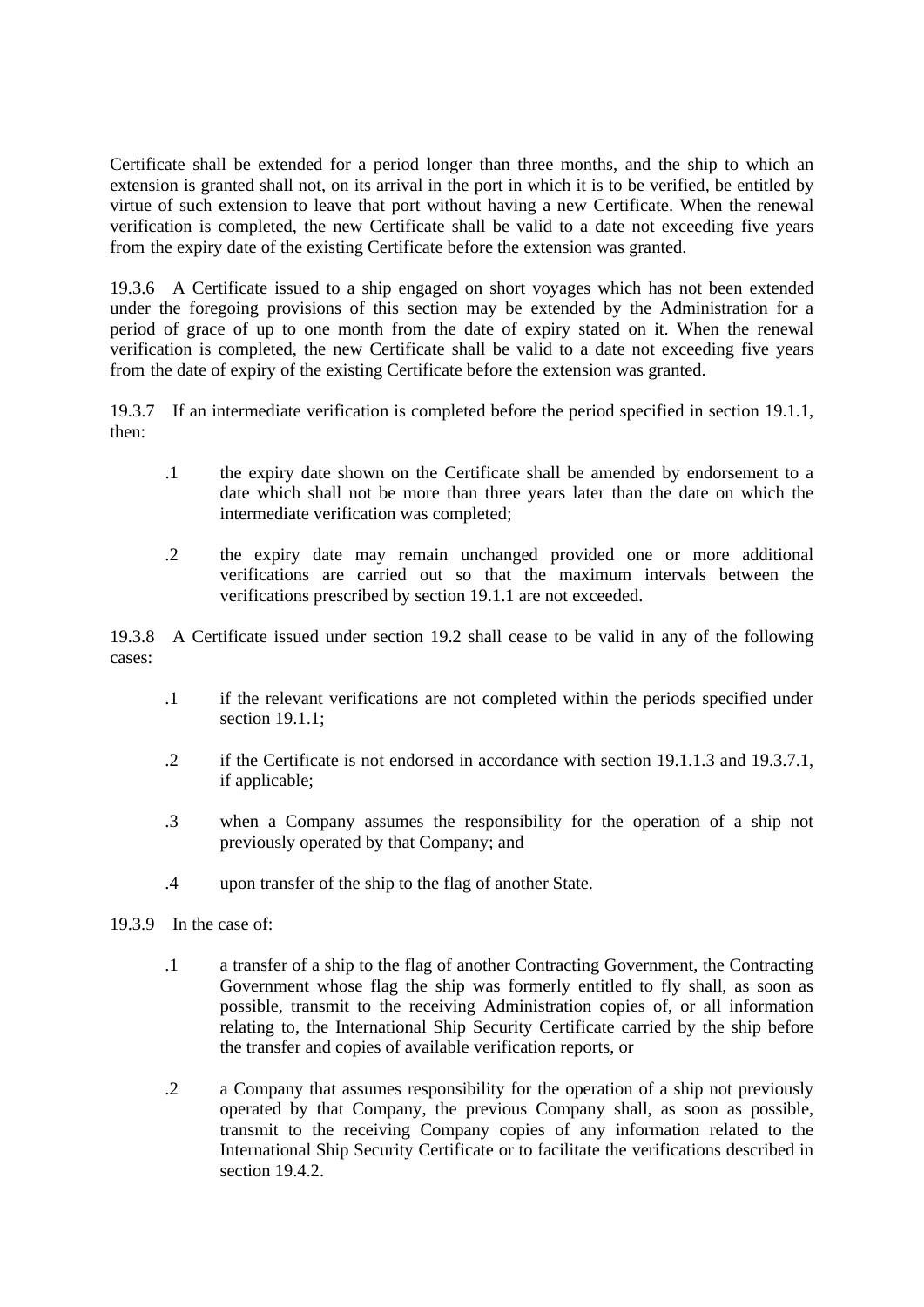Certificate shall be extended for a period longer than three months, and the ship to which an extension is granted shall not, on its arrival in the port in which it is to be verified, be entitled by virtue of such extension to leave that port without having a new Certificate. When the renewal verification is completed, the new Certificate shall be valid to a date not exceeding five years from the expiry date of the existing Certificate before the extension was granted.

19.3.6 A Certificate issued to a ship engaged on short voyages which has not been extended under the foregoing provisions of this section may be extended by the Administration for a period of grace of up to one month from the date of expiry stated on it. When the renewal verification is completed, the new Certificate shall be valid to a date not exceeding five years from the date of expiry of the existing Certificate before the extension was granted.

19.3.7 If an intermediate verification is completed before the period specified in section 19.1.1, then:

- .1 the expiry date shown on the Certificate shall be amended by endorsement to a date which shall not be more than three years later than the date on which the intermediate verification was completed;

- .2 the expiry date may remain unchanged provided one or more additional verifications are carried out so that the maximum intervals between the verifications prescribed by section 19.1.1 are not exceeded.

19.3.8 A Certificate issued under section 19.2 shall cease to be valid in any of the following cases:

- .1 if the relevant verifications are not completed within the periods specified under section 19.1.1;

- .2 if the Certificate is not endorsed in accordance with section 19.1.1.3 and 19.3.7.1, if applicable;

- .3 when a Company assumes the responsibility for the operation of a ship not previously operated by that Company; and

- .4 upon transfer of the ship to the flag of another State.

19.3.9 In the case of:

- .1 a transfer of a ship to the flag of another Contracting Government, the Contracting Government whose flag the ship was formerly entitled to fly shall, as soon as possible, transmit to the receiving Administration copies of, or all information relating to, the International Ship Security Certificate carried by the ship before the transfer and copies of available verification reports, or

- .2 a Company that assumes responsibility for the operation of a ship not previously operated by that Company, the previous Company shall, as soon as possible, transmit to the receiving Company copies of any information related to the International Ship Security Certificate or to facilitate the verifications described in section 19.4.2.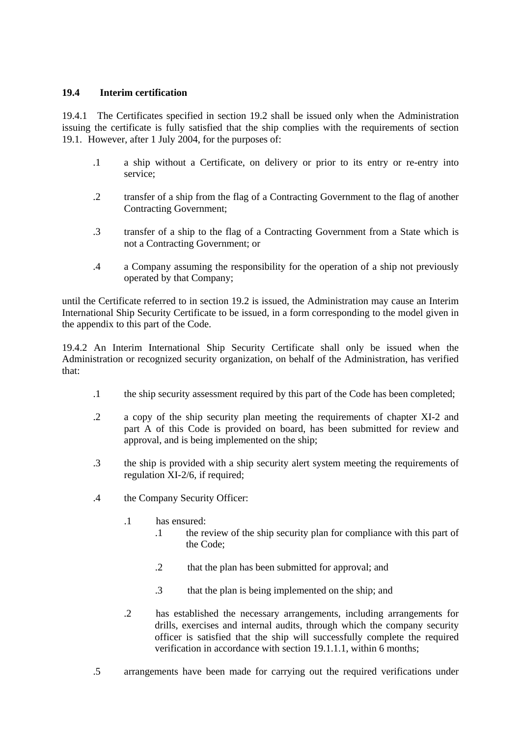### 19.4 Interim certification

19.4.1 The Certificates specified in section 19.2 shall be issued only when the Administration issuing the certificate is fully satisfied that the ship complies with the requirements of section 19.1. However, after 1 July 2004, for the purposes of:

- .1 a ship without a Certificate, on delivery or prior to its entry or re-entry into service;
- .2 transfer of a ship from the flag of a Contracting Government to the flag of another Contracting Government;
- .3 transfer of a ship to the flag of a Contracting Government from a State which is not a Contracting Government; or
- .4 a Company assuming the responsibility for the operation of a ship not previously operated by that Company;

until the Certificate referred to in section 19.2 is issued, the Administration may cause an Interim International Ship Security Certificate to be issued, in a form corresponding to the model given in the appendix to this part of the Code.

19.4.2 An Interim International Ship Security Certificate shall only be issued when the Administration or recognized security organization, on behalf of the Administration, has verified that:

- .1 the ship security assessment required by this part of the Code has been completed;
- .2 a copy of the ship security plan meeting the requirements of chapter XI-2 and part A of this Code is provided on board, has been submitted for review and approval, and is being implemented on the ship;
- .3 the ship is provided with a ship security alert system meeting the requirements of regulation XI-2/6, if required;
- .4 the Company Security Officer:
  - .1 has ensured:
    - .1 the review of the ship security plan for compliance with this part of the Code;
    - .2 that the plan has been submitted for approval; and
    - .3 that the plan is being implemented on the ship; and
  - .2 has established the necessary arrangements, including arrangements for drills, exercises and internal audits, through which the company security officer is satisfied that the ship will successfully complete the required verification in accordance with section 19.1.1.1, within 6 months;
- .5 arrangements have been made for carrying out the required verifications under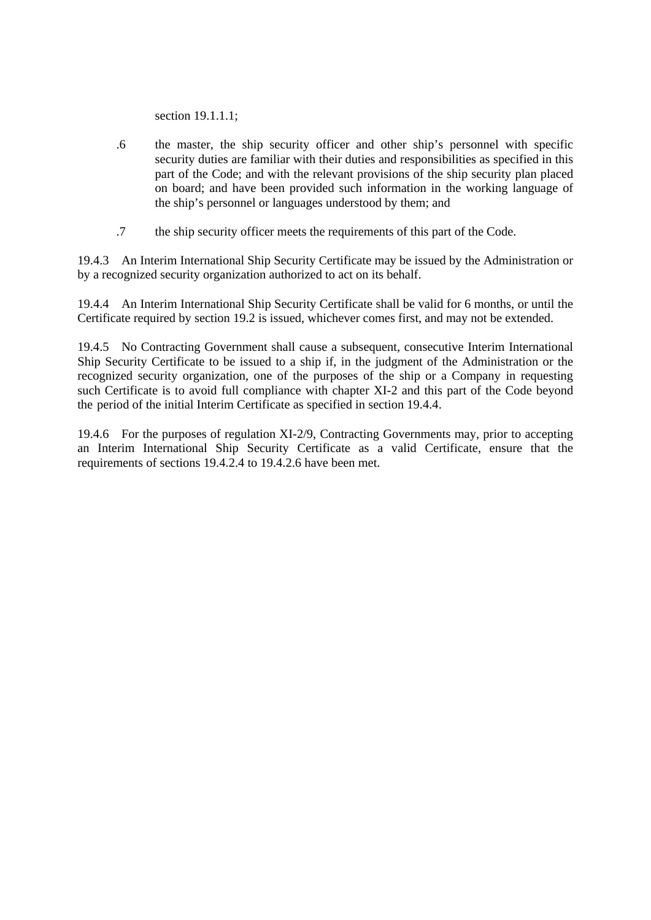section 19.1.1.1;

.6 the master, the ship security officer and other ship's personnel with specific security duties are familiar with their duties and responsibilities as specified in this part of the Code; and with the relevant provisions of the ship security plan placed on board; and have been provided such information in the working language of the ship's personnel or languages understood by them; and

.7 the ship security officer meets the requirements of this part of the Code.

19.4.3 An Interim International Ship Security Certificate may be issued by the Administration or by a recognized security organization authorized to act on its behalf.

19.4.4 An Interim International Ship Security Certificate shall be valid for 6 months, or until the Certificate required by section 19.2 is issued, whichever comes first, and may not be extended.

19.4.5 No Contracting Government shall cause a subsequent, consecutive Interim International Ship Security Certificate to be issued to a ship if, in the judgment of the Administration or the recognized security organization, one of the purposes of the ship or a Company in requesting such Certificate is to avoid full compliance with chapter XI-2 and this part of the Code beyond the period of the initial Interim Certificate as specified in section 19.4.4.

19.4.6 For the purposes of regulation XI-2/9, Contracting Governments may, prior to accepting an Interim International Ship Security Certificate as a valid Certificate, ensure that the requirements of sections 19.4.2.4 to 19.4.2.6 have been met.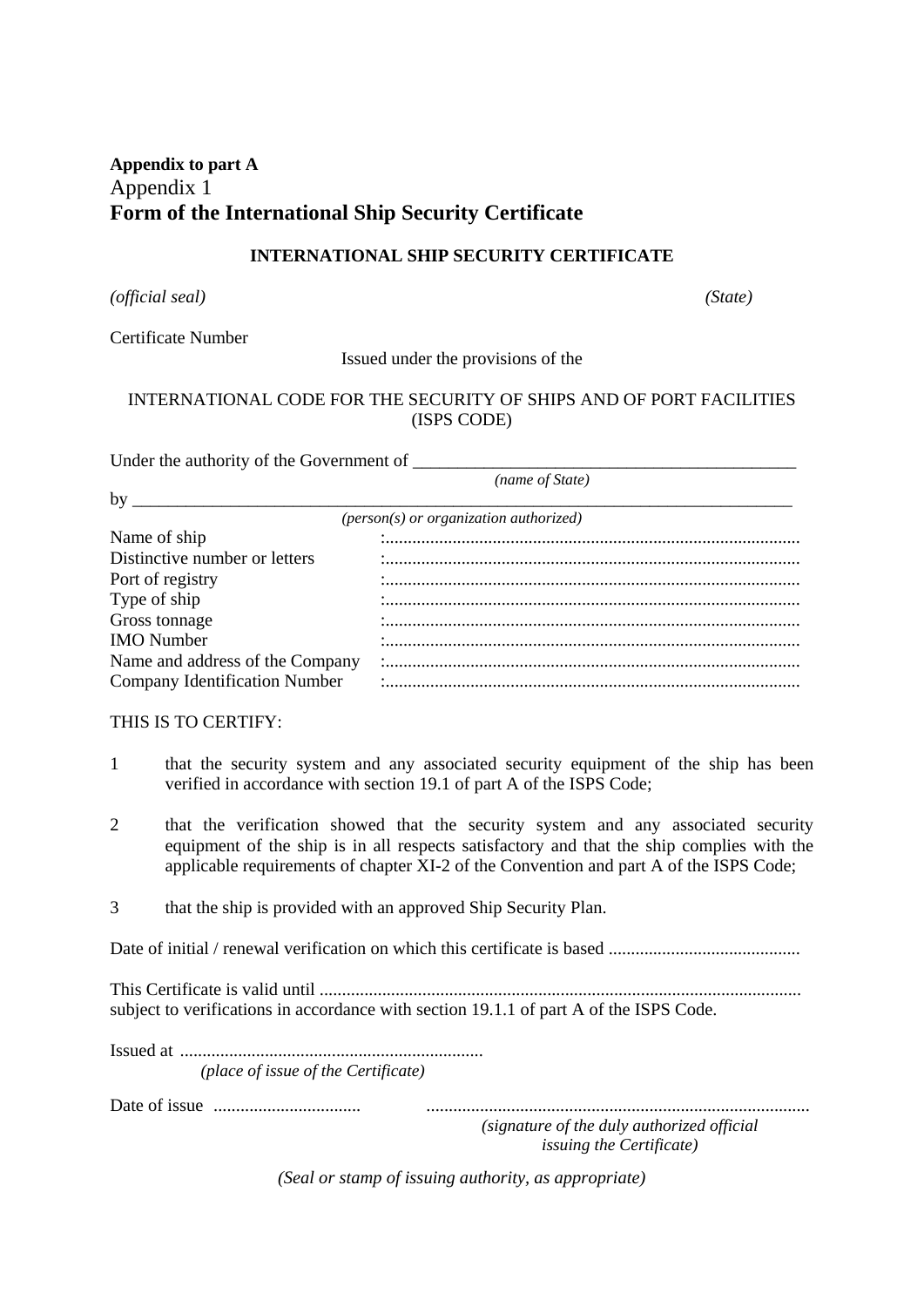**Appendix to part A**

Appendix 1

## Form of the International Ship Security Certificate

**INTERNATIONAL SHIP SECURITY CERTIFICATE**

*(official seal)* *(State)*

Certificate Number

Issued under the provisions of the

INTERNATIONAL CODE FOR THE SECURITY OF SHIPS AND OF PORT FACILITIES (ISPS CODE)

Under the authority of the Government of _____________________________________________
*(name of State)*

by ___________________________________________________________________________
*(person(s) or organization authorized)*

| | |
|---|---|
| Name of ship | :........................................................................................ |
| Distinctive number or letters | :........................................................................................ |
| Port of registry | :........................................................................................ |
| Type of ship | :........................................................................................ |
| Gross tonnage | :........................................................................................ |
| IMO Number | :........................................................................................ |
| Name and address of the Company | :........................................................................................ |
| Company Identification Number | :........................................................................................ |

THIS IS TO CERTIFY:

1 that the security system and any associated security equipment of the ship has been verified in accordance with section 19.1 of part A of the ISPS Code;

2 that the verification showed that the security system and any associated security equipment of the ship is in all respects satisfactory and that the ship complies with the applicable requirements of chapter XI-2 of the Convention and part A of the ISPS Code;

3 that the ship is provided with an approved Ship Security Plan.

Date of initial / renewal verification on which this certificate is based ..........................................

This Certificate is valid until ..........................................................................................................
subject to verifications in accordance with section 19.1.1 of part A of the ISPS Code.

Issued at ...................................................................
*(place of issue of the Certificate)*

Date of issue ................................. .....................................................................................
*(signature of the duly authorized official issuing the Certificate)*

*(Seal or stamp of issuing authority, as appropriate)*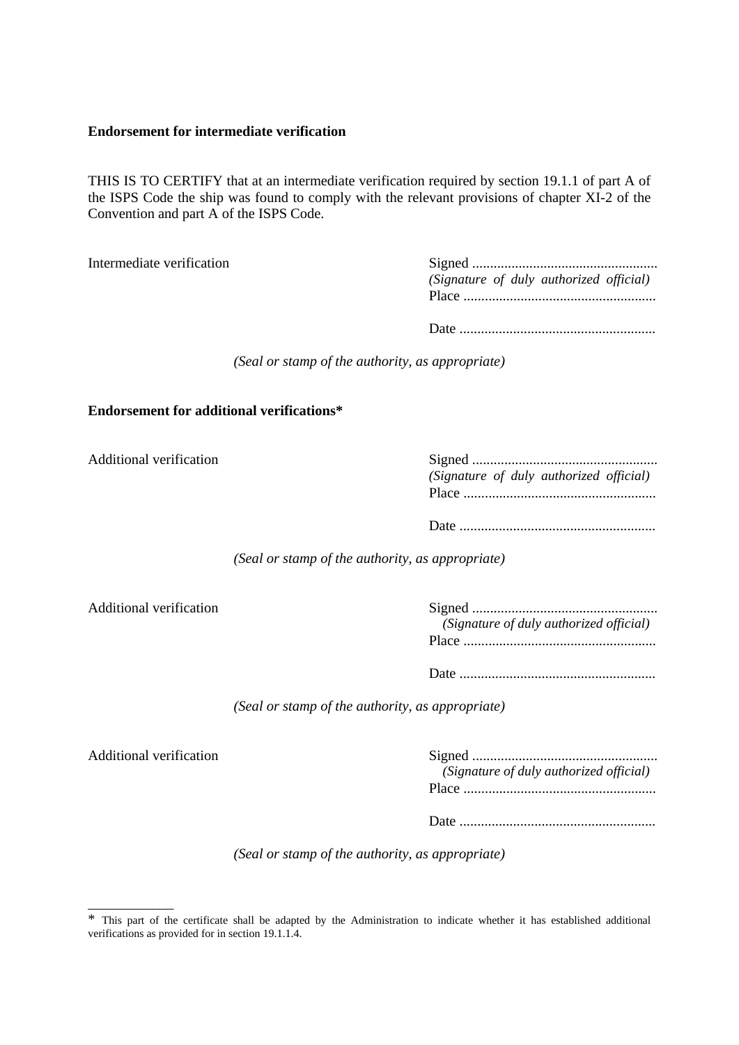**Endorsement for intermediate verification**

THIS IS TO CERTIFY that at an intermediate verification required by section 19.1.1 of part A of the ISPS Code the ship was found to comply with the relevant provisions of chapter XI-2 of the Convention and part A of the ISPS Code.

Intermediate verification

Signed ...................................................
*(Signature of duly authorized official)*
Place .....................................................

Date ......................................................

*(Seal or stamp of the authority, as appropriate)*

**Endorsement for additional verifications***

Additional verification

Signed ...................................................
*(Signature of duly authorized official)*
Place .....................................................

Date ......................................................

*(Seal or stamp of the authority, as appropriate)*

Additional verification

Signed ...................................................
*(Signature of duly authorized official)*
Place .....................................................

Date ......................................................

*(Seal or stamp of the authority, as appropriate)*

Additional verification

Signed ...................................................
*(Signature of duly authorized official)*
Place .....................................................

Date ......................................................

*(Seal or stamp of the authority, as appropriate)*

---

\* This part of the certificate shall be adapted by the Administration to indicate whether it has established additional verifications as provided for in section 19.1.1.4.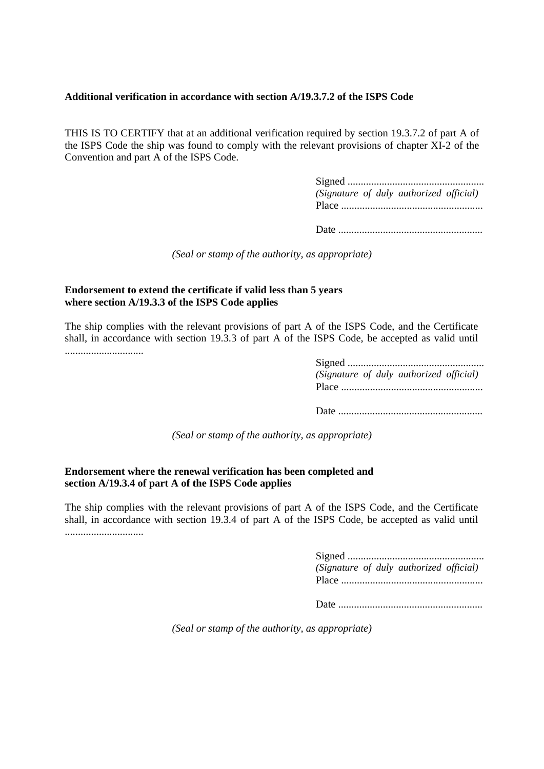**Additional verification in accordance with section A/19.3.7.2 of the ISPS Code**

THIS IS TO CERTIFY that at an additional verification required by section 19.3.7.2 of part A of the ISPS Code the ship was found to comply with the relevant provisions of chapter XI-2 of the Convention and part A of the ISPS Code.

Signed ....................................................
*(Signature of duly authorized official)*
Place ......................................................

Date .......................................................

*(Seal or stamp of the authority, as appropriate)*

**Endorsement to extend the certificate if valid less than 5 years where section A/19.3.3 of the ISPS Code applies**

The ship complies with the relevant provisions of part A of the ISPS Code, and the Certificate shall, in accordance with section 19.3.3 of part A of the ISPS Code, be accepted as valid until .............................

Signed ....................................................
*(Signature of duly authorized official)*
Place ......................................................

Date .......................................................

*(Seal or stamp of the authority, as appropriate)*

**Endorsement where the renewal verification has been completed and section A/19.3.4 of part A of the ISPS Code applies**

The ship complies with the relevant provisions of part A of the ISPS Code, and the Certificate shall, in accordance with section 19.3.4 of part A of the ISPS Code, be accepted as valid until .............................

Signed ....................................................
*(Signature of duly authorized official)*
Place ......................................................

Date .......................................................

*(Seal or stamp of the authority, as appropriate)*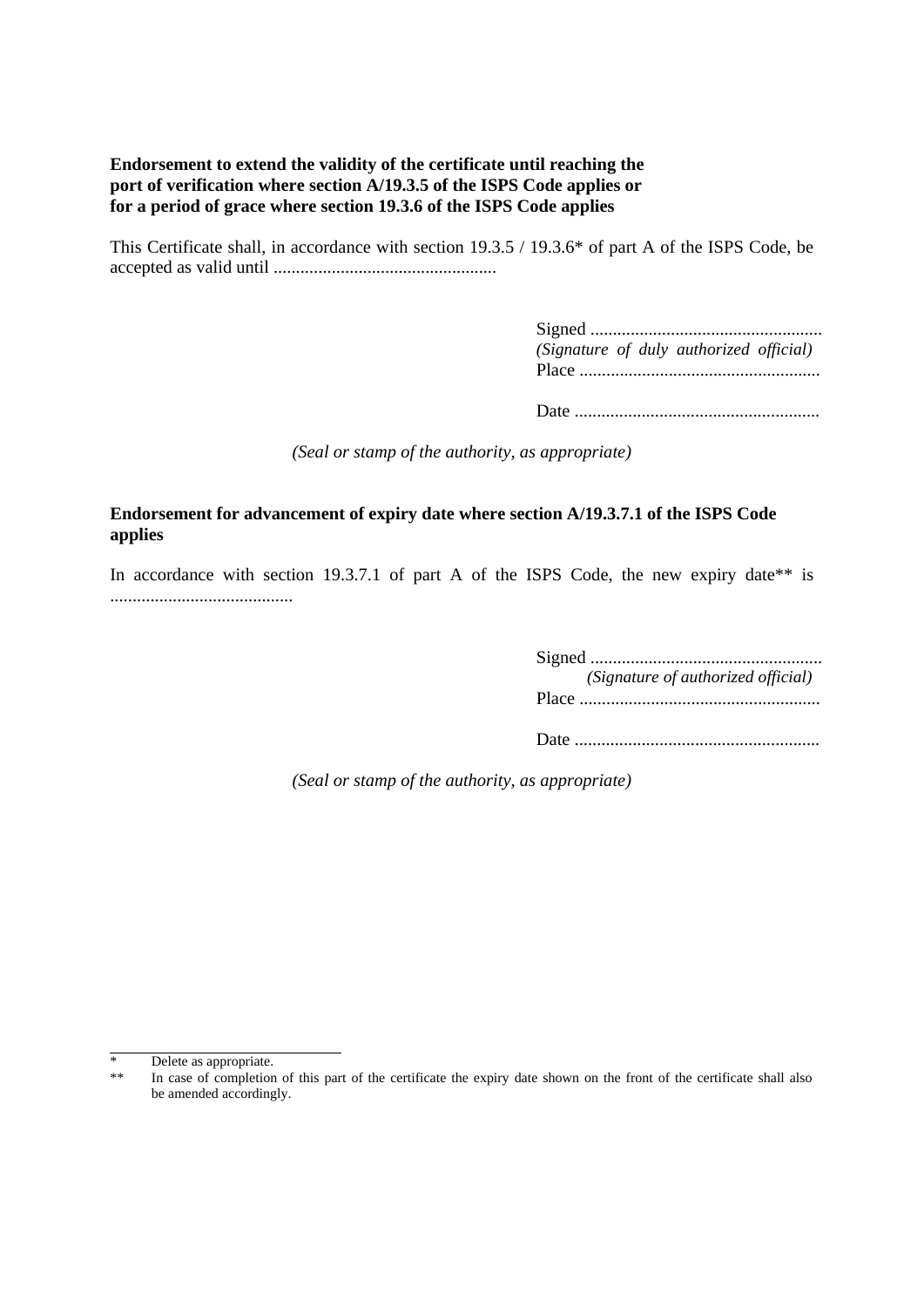**Endorsement to extend the validity of the certificate until reaching the port of verification where section A/19.3.5 of the ISPS Code applies or for a period of grace where section 19.3.6 of the ISPS Code applies**

This Certificate shall, in accordance with section 19.3.5 / 19.3.6* of part A of the ISPS Code, be accepted as valid until ..................................................

Signed ....................................................
*(Signature of duly authorized official)*
Place ......................................................

Date .......................................................

*(Seal or stamp of the authority, as appropriate)*

**Endorsement for advancement of expiry date where section A/19.3.7.1 of the ISPS Code applies**

In accordance with section 19.3.7.1 of part A of the ISPS Code, the new expiry date** is .........................................

Signed ....................................................
*(Signature of authorized official)*
Place ......................................................

Date .......................................................

*(Seal or stamp of the authority, as appropriate)*

---

\* Delete as appropriate.

\*\* In case of completion of this part of the certificate the expiry date shown on the front of the certificate shall also be amended accordingly.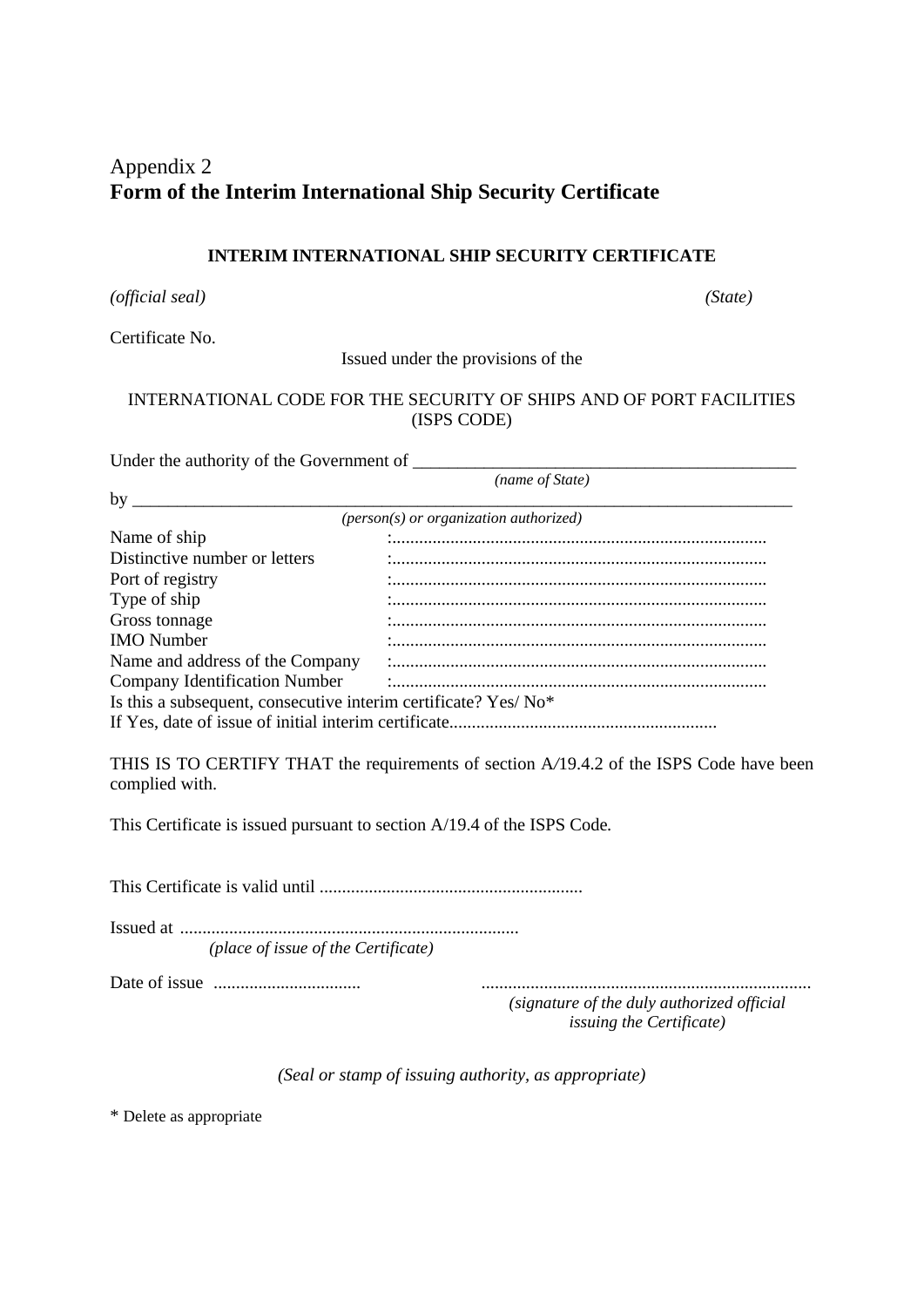Appendix 2
# Form of the Interim International Ship Security Certificate

**INTERIM INTERNATIONAL SHIP SECURITY CERTIFICATE**

*(official seal)* *(State)*

Certificate No.

Issued under the provisions of the

INTERNATIONAL CODE FOR THE SECURITY OF SHIPS AND OF PORT FACILITIES (ISPS CODE)

Under the authority of the Government of _____________________________________________
*(name of State)*

by ___________________________________________________________________________
*(person(s) or organization authorized)*

Name of ship :...................................................................................
Distinctive number or letters :...................................................................................
Port of registry :...................................................................................
Type of ship :...................................................................................
Gross tonnage :...................................................................................
IMO Number :...................................................................................
Name and address of the Company :...................................................................................
Company Identification Number :...................................................................................
Is this a subsequent, consecutive interim certificate? Yes/ No*
If Yes, date of issue of initial interim certificate...........................................................

THIS IS TO CERTIFY THAT the requirements of section A/19.4.2 of the ISPS Code have been complied with.

This Certificate is issued pursuant to section A/19.4 of the ISPS Code.

This Certificate is valid until ...........................................................

Issued at ............................................................................
*(place of issue of the Certificate)*

Date of issue ................................. ..........................................................................
*(signature of the duly authorized official issuing the Certificate)*

*(Seal or stamp of issuing authority, as appropriate)*

\* Delete as appropriate